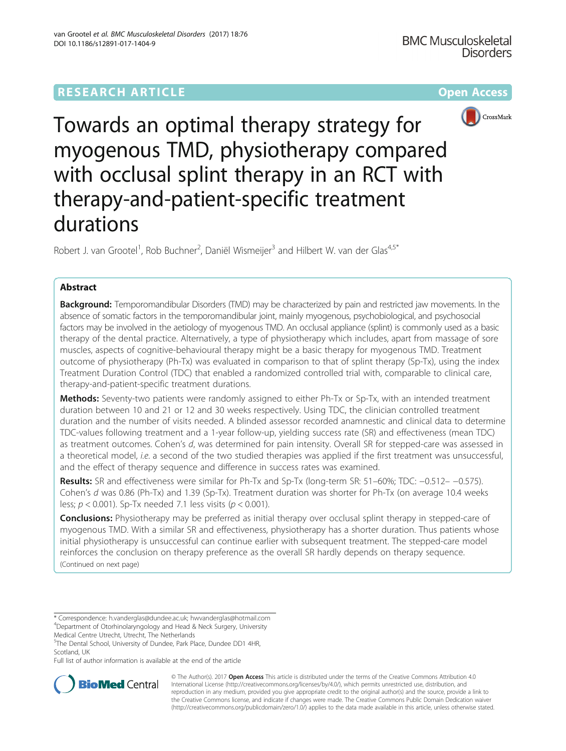RESEARCH ARTICLE

Open Access

# Towards an optimal therapy strategy for myogenous TMD, physiotherapy compared with occlusal splint therapy in an RCT with therapy-and-patient-specific treatment durations

Robert J. van Grootel[1], Rob Buchner[2], Daniël Wismeijer[3] and Hilbert W. van der Glas[4,5*]

## Abstract

**Background:** Temporomandibular Disorders (TMD) may be characterized by pain and restricted jaw movements. In the absence of somatic factors in the temporomandibular joint, mainly myogenous, psychobiological, and psychosocial factors may be involved in the aetiology of myogenous TMD. An occlusal appliance (splint) is commonly used as a basic therapy of the dental practice. Alternatively, a type of physiotherapy which includes, apart from massage of sore muscles, aspects of cognitive-behavioural therapy might be a basic therapy for myogenous TMD. Treatment outcome of physiotherapy (Ph-Tx) was evaluated in comparison to that of splint therapy (Sp-Tx), using the index Treatment Duration Control (TDC) that enabled a randomized controlled trial with, comparable to clinical care, therapy-and-patient-specific treatment durations.

**Methods:** Seventy-two patients were randomly assigned to either Ph-Tx or Sp-Tx, with an intended treatment duration between 10 and 21 or 12 and 30 weeks respectively. Using TDC, the clinician controlled treatment duration and the number of visits needed. A blinded assessor recorded anamnestic and clinical data to determine TDC-values following treatment and a 1-year follow-up, yielding success rate (SR) and effectiveness (mean TDC) as treatment outcomes. Cohen's *d*, was determined for pain intensity. Overall SR for stepped-care was assessed in a theoretical model, *i.e.* a second of the two studied therapies was applied if the first treatment was unsuccessful, and the effect of therapy sequence and difference in success rates was examined.

**Results:** SR and effectiveness were similar for Ph-Tx and Sp-Tx (long-term SR: 51–60%; TDC: −0.512– −0.575). Cohen's *d* was 0.86 (Ph-Tx) and 1.39 (Sp-Tx). Treatment duration was shorter for Ph-Tx (on average 10.4 weeks less; $p < 0.001$). Sp-Tx needed 7.1 less visits ($p < 0.001$).

**Conclusions:** Physiotherapy may be preferred as initial therapy over occlusal splint therapy in stepped-care of myogenous TMD. With a similar SR and effectiveness, physiotherapy has a shorter duration. Thus patients whose initial physiotherapy is unsuccessful can continue earlier with subsequent treatment. The stepped-care model reinforces the conclusion on therapy preference as the overall SR hardly depends on therapy sequence.

(Continued on next page)

* Correspondence: h.vanderglas@dundee.ac.uk; hwvanderglas@hotmail.com
[4]Department of Otorhinolaryngology and Head & Neck Surgery, University Medical Centre Utrecht, Utrecht, The Netherlands
[5]The Dental School, University of Dundee, Park Place, Dundee DD1 4HR, Scotland, UK
Full list of author information is available at the end of the article

© The Author(s). 2017 **Open Access** This article is distributed under the terms of the Creative Commons Attribution 4.0 International License (http://creativecommons.org/licenses/by/4.0/), which permits unrestricted use, distribution, and reproduction in any medium, provided you give appropriate credit to the original author(s) and the source, provide a link to the Creative Commons license, and indicate if changes were made. The Creative Commons Public Domain Dedication waiver (http://creativecommons.org/publicdomain/zero/1.0/) applies to the data made available in this article, unless otherwise stated.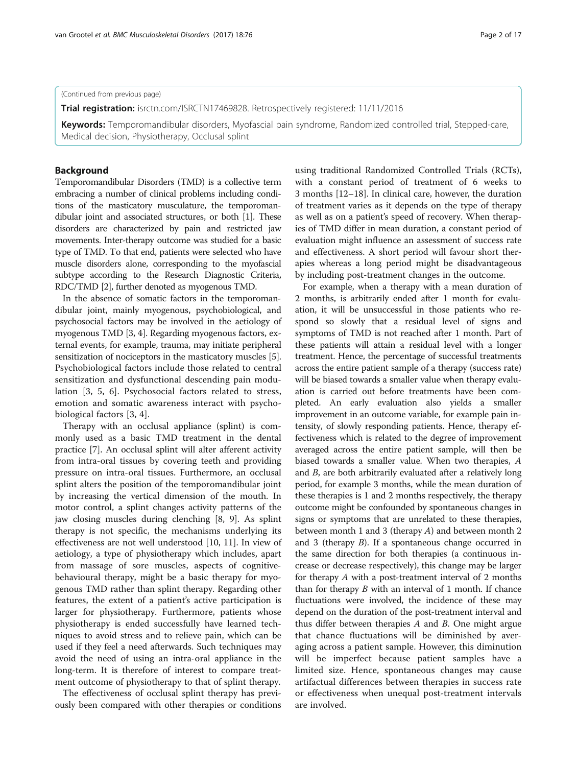(Continued from previous page)

**Trial registration:** isrctn.com/ISRCTN17469828. Retrospectively registered: 11/11/2016

**Keywords:** Temporomandibular disorders, Myofascial pain syndrome, Randomized controlled trial, Stepped-care, Medical decision, Physiotherapy, Occlusal splint

## Background

Temporomandibular Disorders (TMD) is a collective term embracing a number of clinical problems including conditions of the masticatory musculature, the temporomandibular joint and associated structures, or both [1]. These disorders are characterized by pain and restricted jaw movements. Inter-therapy outcome was studied for a basic type of TMD. To that end, patients were selected who have muscle disorders alone, corresponding to the myofascial subtype according to the Research Diagnostic Criteria, RDC/TMD [2], further denoted as myogenous TMD.

In the absence of somatic factors in the temporomandibular joint, mainly myogenous, psychobiological, and psychosocial factors may be involved in the aetiology of myogenous TMD [3, 4]. Regarding myogenous factors, external events, for example, trauma, may initiate peripheral sensitization of nociceptors in the masticatory muscles [5]. Psychobiological factors include those related to central sensitization and dysfunctional descending pain modulation [3, 5, 6]. Psychosocial factors related to stress, emotion and somatic awareness interact with psychobiological factors [3, 4].

Therapy with an occlusal appliance (splint) is commonly used as a basic TMD treatment in the dental practice [7]. An occlusal splint will alter afferent activity from intra-oral tissues by covering teeth and providing pressure on intra-oral tissues. Furthermore, an occlusal splint alters the position of the temporomandibular joint by increasing the vertical dimension of the mouth. In motor control, a splint changes activity patterns of the jaw closing muscles during clenching [8, 9]. As splint therapy is not specific, the mechanisms underlying its effectiveness are not well understood [10, 11]. In view of aetiology, a type of physiotherapy which includes, apart from massage of sore muscles, aspects of cognitive-behavioural therapy, might be a basic therapy for myogenous TMD rather than splint therapy. Regarding other features, the extent of a patient's active participation is larger for physiotherapy. Furthermore, patients whose physiotherapy is ended successfully have learned techniques to avoid stress and to relieve pain, which can be used if they feel a need afterwards. Such techniques may avoid the need of using an intra-oral appliance in the long-term. It is therefore of interest to compare treatment outcome of physiotherapy to that of splint therapy.

The effectiveness of occlusal splint therapy has previously been compared with other therapies or conditions using traditional Randomized Controlled Trials (RCTs), with a constant period of treatment of 6 weeks to 3 months [12–18]. In clinical care, however, the duration of treatment varies as it depends on the type of therapy as well as on a patient's speed of recovery. When therapies of TMD differ in mean duration, a constant period of evaluation might influence an assessment of success rate and effectiveness. A short period will favour short therapies whereas a long period might be disadvantageous by including post-treatment changes in the outcome.

For example, when a therapy with a mean duration of 2 months, is arbitrarily ended after 1 month for evaluation, it will be unsuccessful in those patients who respond so slowly that a residual level of signs and symptoms of TMD is not reached after 1 month. Part of these patients will attain a residual level with a longer treatment. Hence, the percentage of successful treatments across the entire patient sample of a therapy (success rate) will be biased towards a smaller value when therapy evaluation is carried out before treatments have been completed. An early evaluation also yields a smaller improvement in an outcome variable, for example pain intensity, of slowly responding patients. Hence, therapy effectiveness which is related to the degree of improvement averaged across the entire patient sample, will then be biased towards a smaller value. When two therapies, *A* and *B*, are both arbitrarily evaluated after a relatively long period, for example 3 months, while the mean duration of these therapies is 1 and 2 months respectively, the therapy outcome might be confounded by spontaneous changes in signs or symptoms that are unrelated to these therapies, between month 1 and 3 (therapy *A*) and between month 2 and 3 (therapy *B*). If a spontaneous change occurred in the same direction for both therapies (a continuous increase or decrease respectively), this change may be larger for therapy *A* with a post-treatment interval of 2 months than for therapy *B* with an interval of 1 month. If chance fluctuations were involved, the incidence of these may depend on the duration of the post-treatment interval and thus differ between therapies *A* and *B*. One might argue that chance fluctuations will be diminished by averaging across a patient sample. However, this diminution will be imperfect because patient samples have a limited size. Hence, spontaneous changes may cause artifactual differences between therapies in success rate or effectiveness when unequal post-treatment intervals are involved.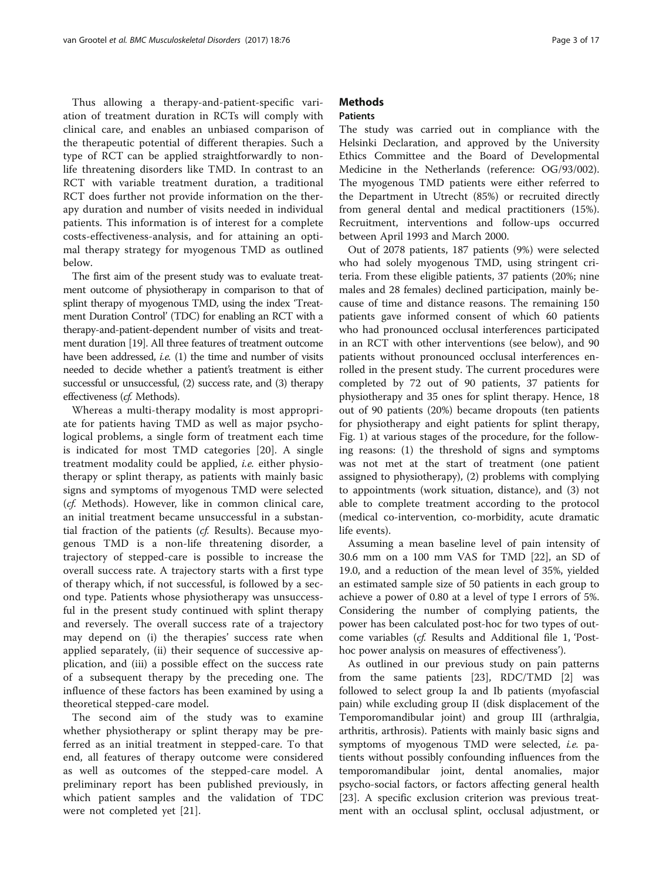Thus allowing a therapy-and-patient-specific variation of treatment duration in RCTs will comply with clinical care, and enables an unbiased comparison of the therapeutic potential of different therapies. Such a type of RCT can be applied straightforwardly to non-life threatening disorders like TMD. In contrast to an RCT with variable treatment duration, a traditional RCT does further not provide information on the therapy duration and number of visits needed in individual patients. This information is of interest for a complete costs-effectiveness-analysis, and for attaining an optimal therapy strategy for myogenous TMD as outlined below.

The first aim of the present study was to evaluate treatment outcome of physiotherapy in comparison to that of splint therapy of myogenous TMD, using the index 'Treatment Duration Control' (TDC) for enabling an RCT with a therapy-and-patient-dependent number of visits and treatment duration [19]. All three features of treatment outcome have been addressed, *i.e.* (1) the time and number of visits needed to decide whether a patient's treatment is either successful or unsuccessful, (2) success rate, and (3) therapy effectiveness (*cf.* Methods).

Whereas a multi-therapy modality is most appropriate for patients having TMD as well as major psychological problems, a single form of treatment each time is indicated for most TMD categories [20]. A single treatment modality could be applied, *i.e.* either physiotherapy or splint therapy, as patients with mainly basic signs and symptoms of myogenous TMD were selected (*cf.* Methods). However, like in common clinical care, an initial treatment became unsuccessful in a substantial fraction of the patients (*cf.* Results). Because myogenous TMD is a non-life threatening disorder, a trajectory of stepped-care is possible to increase the overall success rate. A trajectory starts with a first type of therapy which, if not successful, is followed by a second type. Patients whose physiotherapy was unsuccessful in the present study continued with splint therapy and reversely. The overall success rate of a trajectory may depend on (i) the therapies' success rate when applied separately, (ii) their sequence of successive application, and (iii) a possible effect on the success rate of a subsequent therapy by the preceding one. The influence of these factors has been examined by using a theoretical stepped-care model.

The second aim of the study was to examine whether physiotherapy or splint therapy may be preferred as an initial treatment in stepped-care. To that end, all features of therapy outcome were considered as well as outcomes of the stepped-care model. A preliminary report has been published previously, in which patient samples and the validation of TDC were not completed yet [21].

## Methods

### Patients

The study was carried out in compliance with the Helsinki Declaration, and approved by the University Ethics Committee and the Board of Developmental Medicine in the Netherlands (reference: OG/93/002). The myogenous TMD patients were either referred to the Department in Utrecht (85%) or recruited directly from general dental and medical practitioners (15%). Recruitment, interventions and follow-ups occurred between April 1993 and March 2000.

Out of 2078 patients, 187 patients (9%) were selected who had solely myogenous TMD, using stringent criteria. From these eligible patients, 37 patients (20%; nine males and 28 females) declined participation, mainly because of time and distance reasons. The remaining 150 patients gave informed consent of which 60 patients who had pronounced occlusal interferences participated in an RCT with other interventions (see below), and 90 patients without pronounced occlusal interferences enrolled in the present study. The current procedures were completed by 72 out of 90 patients, 37 patients for physiotherapy and 35 ones for splint therapy. Hence, 18 out of 90 patients (20%) became dropouts (ten patients for physiotherapy and eight patients for splint therapy, Fig. 1) at various stages of the procedure, for the following reasons: (1) the threshold of signs and symptoms was not met at the start of treatment (one patient assigned to physiotherapy), (2) problems with complying to appointments (work situation, distance), and (3) not able to complete treatment according to the protocol (medical co-intervention, co-morbidity, acute dramatic life events).

Assuming a mean baseline level of pain intensity of 30.6 mm on a 100 mm VAS for TMD [22], an SD of 19.0, and a reduction of the mean level of 35%, yielded an estimated sample size of 50 patients in each group to achieve a power of 0.80 at a level of type I errors of 5%. Considering the number of complying patients, the power has been calculated post-hoc for two types of outcome variables (*cf.* Results and Additional file 1, 'Post-hoc power analysis on measures of effectiveness').

As outlined in our previous study on pain patterns from the same patients [23], RDC/TMD [2] was followed to select group Ia and Ib patients (myofascial pain) while excluding group II (disk displacement of the Temporomandibular joint) and group III (arthralgia, arthritis, arthrosis). Patients with mainly basic signs and symptoms of myogenous TMD were selected, *i.e.* patients without possibly confounding influences from the temporomandibular joint, dental anomalies, major psycho-social factors, or factors affecting general health [23]. A specific exclusion criterion was previous treatment with an occlusal splint, occlusal adjustment, or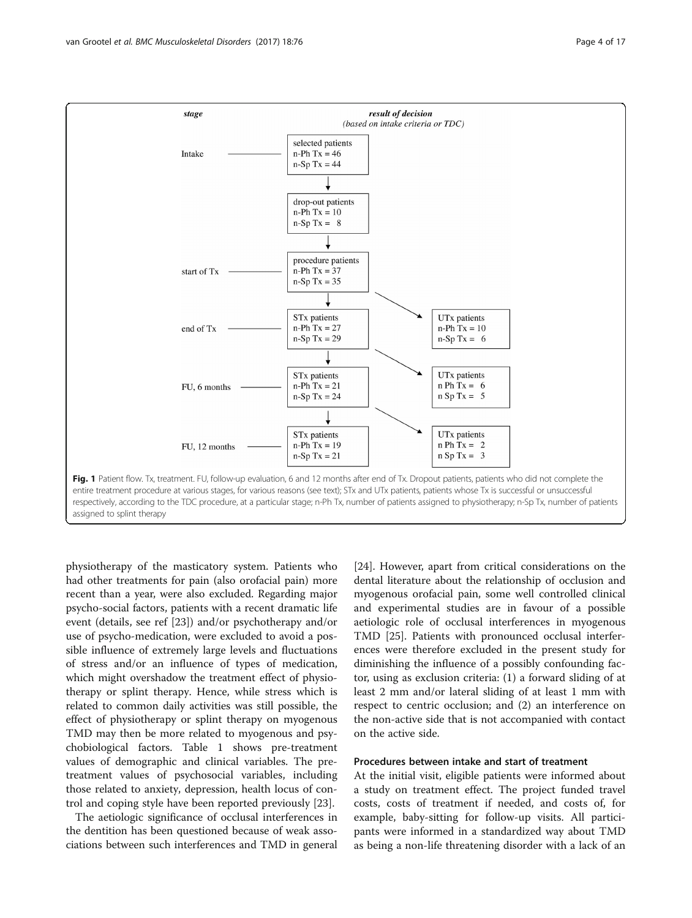| stage | result of decision (based on intake criteria or TDC) | |
|---|---|---|
| Intake | selected patients n-Ph Tx = 46 n-Sp Tx = 44 | |
| | drop-out patients n-Ph Tx = 10 n-Sp Tx = 8 | |
| start of Tx | procedure patients n-Ph Tx = 37 n-Sp Tx = 35 | |
| end of Tx | STx patients n-Ph Tx = 27 n-Sp Tx = 29 | UTx patients n-Ph Tx = 10 n-Sp Tx = 6 |
| FU, 6 months | STx patients n-Ph Tx = 21 n-Sp Tx = 24 | UTx patients n Ph Tx = 6 n Sp Tx = 5 |
| FU, 12 months | STx patients n-Ph Tx = 19 n-Sp Tx = 21 | UTx patients n Ph Tx = 2 n Sp Tx = 3 |

**Fig. 1** Patient flow. Tx, treatment. FU, follow-up evaluation, 6 and 12 months after end of Tx. Dropout patients, patients who did not complete the entire treatment procedure at various stages, for various reasons (see text); STx and UTx patients, patients whose Tx is successful or unsuccessful respectively, according to the TDC procedure, at a particular stage; n-Ph Tx, number of patients assigned to physiotherapy; n-Sp Tx, number of patients assigned to splint therapy

physiotherapy of the masticatory system. Patients who had other treatments for pain (also orofacial pain) more recent than a year, were also excluded. Regarding major psycho-social factors, patients with a recent dramatic life event (details, see ref [23]) and/or psychotherapy and/or use of psycho-medication, were excluded to avoid a possible influence of extremely large levels and fluctuations of stress and/or an influence of types of medication, which might overshadow the treatment effect of physiotherapy or splint therapy. Hence, while stress which is related to common daily activities was still possible, the effect of physiotherapy or splint therapy on myogenous TMD may then be more related to myogenous and psychobiological factors. Table 1 shows pre-treatment values of demographic and clinical variables. The pre-treatment values of psychosocial variables, including those related to anxiety, depression, health locus of control and coping style have been reported previously [23].

The aetiologic significance of occlusal interferences in the dentition has been questioned because of weak associations between such interferences and TMD in general [24]. However, apart from critical considerations on the dental literature about the relationship of occlusion and myogenous orofacial pain, some well controlled clinical and experimental studies are in favour of a possible aetiologic role of occlusal interferences in myogenous TMD [25]. Patients with pronounced occlusal interferences were therefore excluded in the present study for diminishing the influence of a possibly confounding factor, using as exclusion criteria: (1) a forward sliding of at least 2 mm and/or lateral sliding of at least 1 mm with respect to centric occlusion; and (2) an interference on the non-active side that is not accompanied with contact on the active side.

### Procedures between intake and start of treatment

At the initial visit, eligible patients were informed about a study on treatment effect. The project funded travel costs, costs of treatment if needed, and costs of, for example, baby-sitting for follow-up visits. All participants were informed in a standardized way about TMD as being a non-life threatening disorder with a lack of an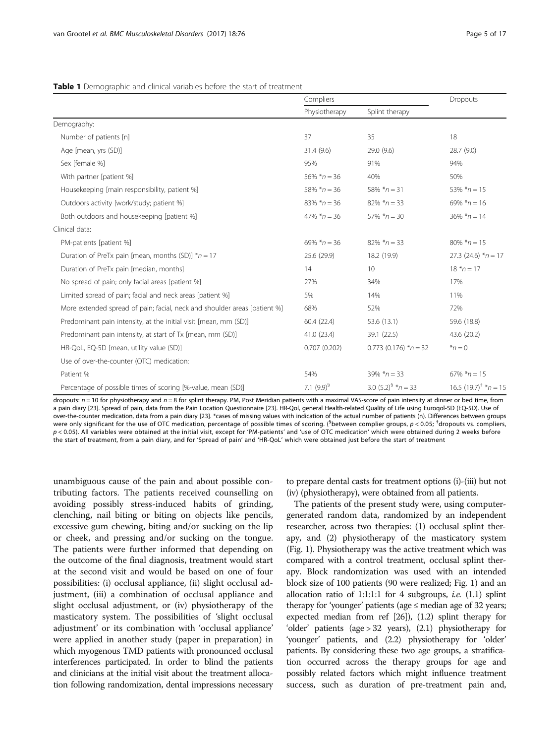**Table 1** Demographic and clinical variables before the start of treatment

| | Compliers | | Dropouts |
|---|---|---|---|
| | Physiotherapy | Splint therapy | |
| Demography: | | | |
| Number of patients [n] | 37 | 35 | 18 |
| Age [mean, yrs (SD)] | 31.4 (9.6) | 29.0 (9.6) | 28.7 (9.0) |
| Sex [female %] | 95% | 91% | 94% |
| With partner [patient %] | 56% *n = 36 | 40% | 50% |
| Housekeeping [main responsibility, patient %] | 58% *n = 36 | 58% *n = 31 | 53% *n = 15 |
| Outdoors activity [work/study; patient %] | 83% *n = 36 | 82% *n = 33 | 69% *n = 16 |
| Both outdoors and housekeeping [patient %] | 47% *n = 36 | 57% *n = 30 | 36% *n = 14 |
| Clinical data: | | | |
| PM-patients [patient %] | 69% *n = 36 | 82% *n = 33 | 80% *n = 15 |
| Duration of PreTx pain [mean, months (SD)] *n = 17 | 25.6 (29.9) | 18.2 (19.9) | 27.3 (24.6) *n = 17 |
| Duration of PreTx pain [median, months] | 14 | 10 | 18 *n = 17 |
| No spread of pain; only facial areas [patient %] | 27% | 34% | 17% |
| Limited spread of pain; facial and neck areas [patient %] | 5% | 14% | 11% |
| More extended spread of pain; facial, neck and shoulder areas [patient %] | 68% | 52% | 72% |
| Predominant pain intensity, at the initial visit [mean, mm (SD)] | 60.4 (22.4) | 53.6 (13.1) | 59.6 (18.8) |
| Predominant pain intensity, at start of Tx [mean, mm (SD)] | 41.0 (23.4) | 39.1 (22.5) | 43.6 (20.2) |
| HR-QoL, EQ-5D [mean, utility value (SD)] | 0.707 (0.202) | 0.773 (0.176) *n = 32 | *n = 0 |
| Use of over-the-counter (OTC) medication: | | | |
| Patient % | 54% | 39% *n = 33 | 67% *n = 15 |
| Percentage of possible times of scoring [%-value, mean (SD)] | 7.1 (9.9)[§] | 3.0 (5.2)[§] *n = 33 | 16.5 (19.7)[†] *n = 15 |

dropouts: $n = 10$ for physiotherapy and $n = 8$ for splint therapy. PM, Post Meridian patients with a maximal VAS-score of pain intensity at dinner or bed time, from a pain diary [23]. Spread of pain, data from the Pain Location Questionnaire [23]. HR-Qol, general Health-related Quality of Life using Euroqol-5D (EQ-5D). Use of over-the-counter medication, data from a pain diary [23]. *cases of missing values with indication of the actual number of patients (n). Differences between groups were only significant for the use of OTC medication, percentage of possible times of scoring. ([§]between complier groups, $p < 0.05$; [†]dropouts vs. compliers, $p < 0.05$). All variables were obtained at the initial visit, except for 'PM-patients' and 'use of OTC medication' which were obtained during 2 weeks before the start of treatment, from a pain diary, and for 'Spread of pain' and 'HR-QoL' which were obtained just before the start of treatment

unambiguous cause of the pain and about possible contributing factors. The patients received counselling on avoiding possibly stress-induced habits of grinding, clenching, nail biting or biting on objects like pencils, excessive gum chewing, biting and/or sucking on the lip or cheek, and pressing and/or sucking on the tongue. The patients were further informed that depending on the outcome of the final diagnosis, treatment would start at the second visit and would be based on one of four possibilities: (i) occlusal appliance, (ii) slight occlusal adjustment, (iii) a combination of occlusal appliance and slight occlusal adjustment, or (iv) physiotherapy of the masticatory system. The possibilities of 'slight occlusal adjustment' or its combination with 'occlusal appliance' were applied in another study (paper in preparation) in which myogenous TMD patients with pronounced occlusal interferences participated. In order to blind the patients and clinicians at the initial visit about the treatment allocation following randomization, dental impressions necessary to prepare dental casts for treatment options (i)-(iii) but not (iv) (physiotherapy), were obtained from all patients.

The patients of the present study were, using computer-generated random data, randomized by an independent researcher, across two therapies: (1) occlusal splint therapy, and (2) physiotherapy of the masticatory system (Fig. 1). Physiotherapy was the active treatment which was compared with a control treatment, occlusal splint therapy. Block randomization was used with an intended block size of 100 patients (90 were realized; Fig. 1) and an allocation ratio of 1:1:1:1 for 4 subgroups, *i.e.* (1.1) splint therapy for 'younger' patients (age ≤ median age of 32 years; expected median from ref [26]), (1.2) splint therapy for 'older' patients (age > 32 years), (2.1) physiotherapy for 'younger' patients, and (2.2) physiotherapy for 'older' patients. By considering these two age groups, a stratification occurred across the therapy groups for age and possibly related factors which might influence treatment success, such as duration of pre-treatment pain and,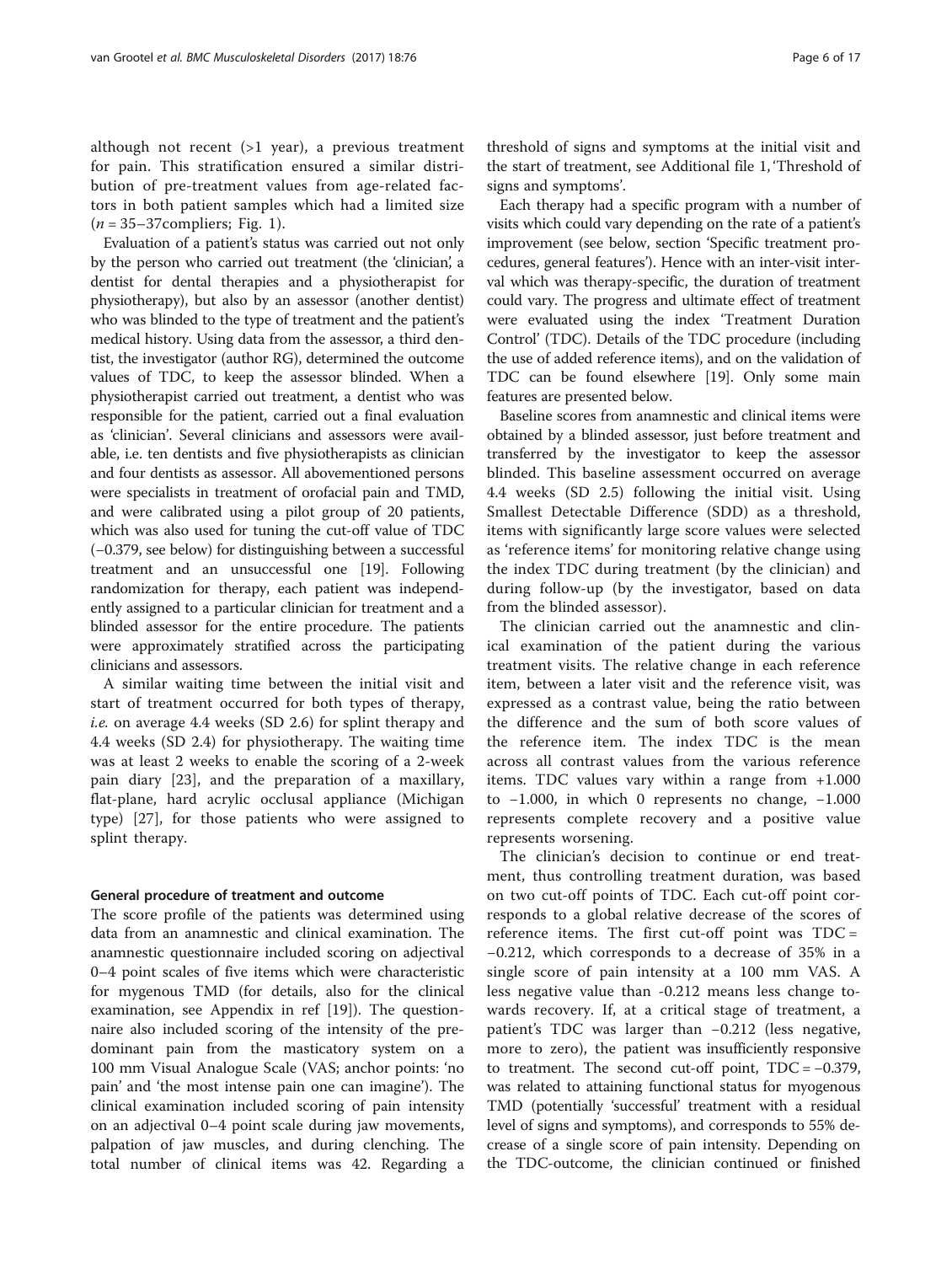although not recent (>1 year), a previous treatment for pain. This stratification ensured a similar distribution of pre-treatment values from age-related factors in both patient samples which had a limited size ($n$ = 35–37compliers; Fig. 1).

Evaluation of a patient's status was carried out not only by the person who carried out treatment (the 'clinician', a dentist for dental therapies and a physiotherapist for physiotherapy), but also by an assessor (another dentist) who was blinded to the type of treatment and the patient's medical history. Using data from the assessor, a third dentist, the investigator (author RG), determined the outcome values of TDC, to keep the assessor blinded. When a physiotherapist carried out treatment, a dentist who was responsible for the patient, carried out a final evaluation as 'clinician'. Several clinicians and assessors were available, i.e. ten dentists and five physiotherapists as clinician and four dentists as assessor. All abovementioned persons were specialists in treatment of orofacial pain and TMD, and were calibrated using a pilot group of 20 patients, which was also used for tuning the cut-off value of TDC (−0.379, see below) for distinguishing between a successful treatment and an unsuccessful one [19]. Following randomization for therapy, each patient was independently assigned to a particular clinician for treatment and a blinded assessor for the entire procedure. The patients were approximately stratified across the participating clinicians and assessors.

A similar waiting time between the initial visit and start of treatment occurred for both types of therapy, *i.e.* on average 4.4 weeks (SD 2.6) for splint therapy and 4.4 weeks (SD 2.4) for physiotherapy. The waiting time was at least 2 weeks to enable the scoring of a 2-week pain diary [23], and the preparation of a maxillary, flat-plane, hard acrylic occlusal appliance (Michigan type) [27], for those patients who were assigned to splint therapy.

#### General procedure of treatment and outcome

The score profile of the patients was determined using data from an anamnestic and clinical examination. The anamnestic questionnaire included scoring on adjectival 0–4 point scales of five items which were characteristic for mygenous TMD (for details, also for the clinical examination, see Appendix in ref [19]). The questionnaire also included scoring of the intensity of the predominant pain from the masticatory system on a 100 mm Visual Analogue Scale (VAS; anchor points: 'no pain' and 'the most intense pain one can imagine'). The clinical examination included scoring of pain intensity on an adjectival 0–4 point scale during jaw movements, palpation of jaw muscles, and during clenching. The total number of clinical items was 42. Regarding a threshold of signs and symptoms at the initial visit and the start of treatment, see Additional file 1, 'Threshold of signs and symptoms'.

Each therapy had a specific program with a number of visits which could vary depending on the rate of a patient's improvement (see below, section 'Specific treatment procedures, general features'). Hence with an inter-visit interval which was therapy-specific, the duration of treatment could vary. The progress and ultimate effect of treatment were evaluated using the index 'Treatment Duration Control' (TDC). Details of the TDC procedure (including the use of added reference items), and on the validation of TDC can be found elsewhere [19]. Only some main features are presented below.

Baseline scores from anamnestic and clinical items were obtained by a blinded assessor, just before treatment and transferred by the investigator to keep the assessor blinded. This baseline assessment occurred on average 4.4 weeks (SD 2.5) following the initial visit. Using Smallest Detectable Difference (SDD) as a threshold, items with significantly large score values were selected as 'reference items' for monitoring relative change using the index TDC during treatment (by the clinician) and during follow-up (by the investigator, based on data from the blinded assessor).

The clinician carried out the anamnestic and clinical examination of the patient during the various treatment visits. The relative change in each reference item, between a later visit and the reference visit, was expressed as a contrast value, being the ratio between the difference and the sum of both score values of the reference item. The index TDC is the mean across all contrast values from the various reference items. TDC values vary within a range from +1.000 to −1.000, in which 0 represents no change, −1.000 represents complete recovery and a positive value represents worsening.

The clinician's decision to continue or end treatment, thus controlling treatment duration, was based on two cut-off points of TDC. Each cut-off point corresponds to a global relative decrease of the scores of reference items. The first cut-off point was TDC = −0.212, which corresponds to a decrease of 35% in a single score of pain intensity at a 100 mm VAS. A less negative value than -0.212 means less change towards recovery. If, at a critical stage of treatment, a patient's TDC was larger than −0.212 (less negative, more to zero), the patient was insufficiently responsive to treatment. The second cut-off point, TDC = −0.379, was related to attaining functional status for myogenous TMD (potentially 'successful' treatment with a residual level of signs and symptoms), and corresponds to 55% decrease of a single score of pain intensity. Depending on the TDC-outcome, the clinician continued or finished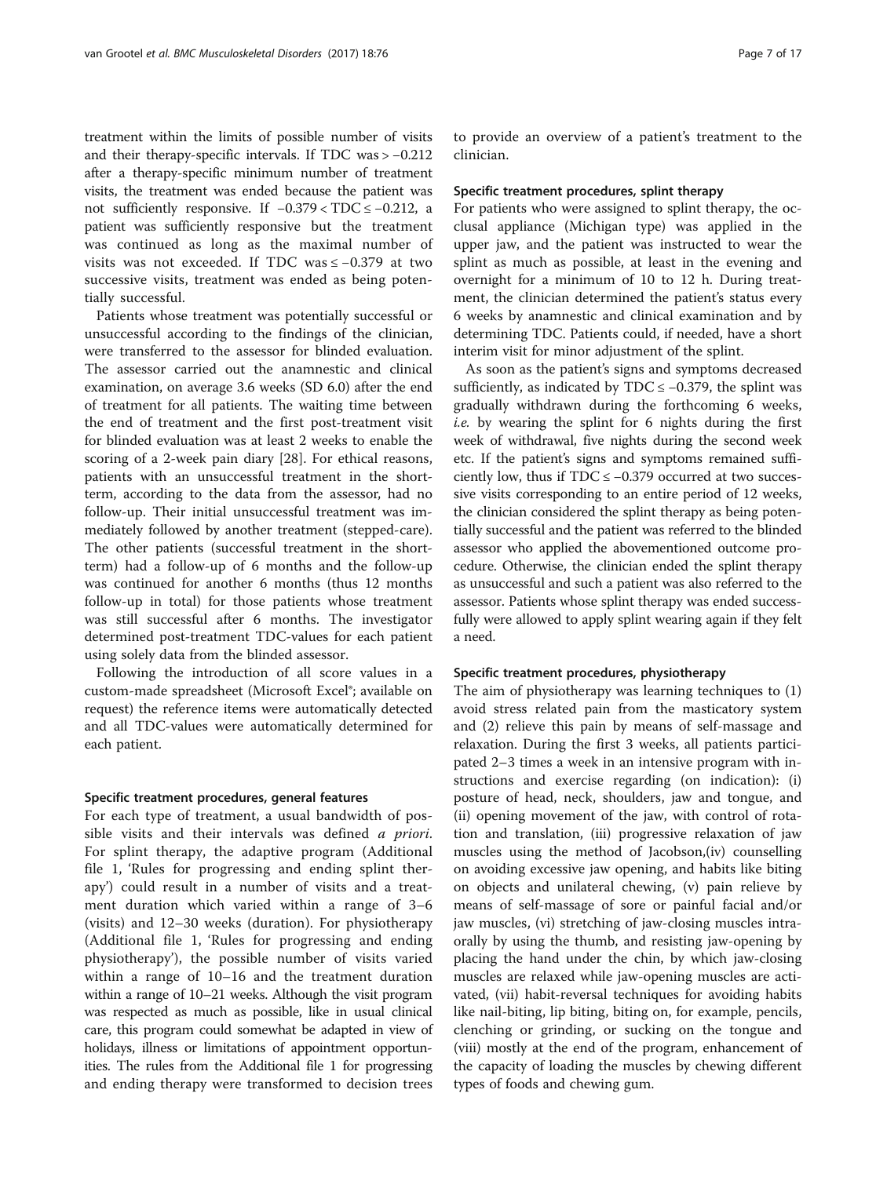treatment within the limits of possible number of visits and their therapy-specific intervals. If TDC was $> -0.212$ after a therapy-specific minimum number of treatment visits, the treatment was ended because the patient was not sufficiently responsive. If $-0.379 < \text{TDC} \leq -0.212$, a patient was sufficiently responsive but the treatment was continued as long as the maximal number of visits was not exceeded. If TDC was $\leq -0.379$ at two successive visits, treatment was ended as being potentially successful.

Patients whose treatment was potentially successful or unsuccessful according to the findings of the clinician, were transferred to the assessor for blinded evaluation. The assessor carried out the anamnestic and clinical examination, on average 3.6 weeks (SD 6.0) after the end of treatment for all patients. The waiting time between the end of treatment and the first post-treatment visit for blinded evaluation was at least 2 weeks to enable the scoring of a 2-week pain diary [28]. For ethical reasons, patients with an unsuccessful treatment in the short-term, according to the data from the assessor, had no follow-up. Their initial unsuccessful treatment was immediately followed by another treatment (stepped-care). The other patients (successful treatment in the short-term) had a follow-up of 6 months and the follow-up was continued for another 6 months (thus 12 months follow-up in total) for those patients whose treatment was still successful after 6 months. The investigator determined post-treatment TDC-values for each patient using solely data from the blinded assessor.

Following the introduction of all score values in a custom-made spreadsheet (Microsoft Excel®; available on request) the reference items were automatically detected and all TDC-values were automatically determined for each patient.

#### Specific treatment procedures, general features

For each type of treatment, a usual bandwidth of possible visits and their intervals was defined *a priori*. For splint therapy, the adaptive program (Additional file 1, 'Rules for progressing and ending splint therapy') could result in a number of visits and a treatment duration which varied within a range of 3–6 (visits) and 12–30 weeks (duration). For physiotherapy (Additional file 1, 'Rules for progressing and ending physiotherapy'), the possible number of visits varied within a range of 10–16 and the treatment duration within a range of 10–21 weeks. Although the visit program was respected as much as possible, like in usual clinical care, this program could somewhat be adapted in view of holidays, illness or limitations of appointment opportunities. The rules from the Additional file 1 for progressing and ending therapy were transformed to decision trees to provide an overview of a patient's treatment to the clinician.

#### Specific treatment procedures, splint therapy

For patients who were assigned to splint therapy, the occlusal appliance (Michigan type) was applied in the upper jaw, and the patient was instructed to wear the splint as much as possible, at least in the evening and overnight for a minimum of 10 to 12 h. During treatment, the clinician determined the patient's status every 6 weeks by anamnestic and clinical examination and by determining TDC. Patients could, if needed, have a short interim visit for minor adjustment of the splint.

As soon as the patient's signs and symptoms decreased sufficiently, as indicated by $\text{TDC} \leq -0.379$, the splint was gradually withdrawn during the forthcoming 6 weeks, *i.e.* by wearing the splint for 6 nights during the first week of withdrawal, five nights during the second week etc. If the patient's signs and symptoms remained sufficiently low, thus if $\text{TDC} \leq -0.379$ occurred at two successive visits corresponding to an entire period of 12 weeks, the clinician considered the splint therapy as being potentially successful and the patient was referred to the blinded assessor who applied the abovementioned outcome procedure. Otherwise, the clinician ended the splint therapy as unsuccessful and such a patient was also referred to the assessor. Patients whose splint therapy was ended successfully were allowed to apply splint wearing again if they felt a need.

#### Specific treatment procedures, physiotherapy

The aim of physiotherapy was learning techniques to (1) avoid stress related pain from the masticatory system and (2) relieve this pain by means of self-massage and relaxation. During the first 3 weeks, all patients participated 2–3 times a week in an intensive program with instructions and exercise regarding (on indication): (i) posture of head, neck, shoulders, jaw and tongue, and (ii) opening movement of the jaw, with control of rotation and translation, (iii) progressive relaxation of jaw muscles using the method of Jacobson,(iv) counselling on avoiding excessive jaw opening, and habits like biting on objects and unilateral chewing, (v) pain relieve by means of self-massage of sore or painful facial and/or jaw muscles, (vi) stretching of jaw-closing muscles intraorally by using the thumb, and resisting jaw-opening by placing the hand under the chin, by which jaw-closing muscles are relaxed while jaw-opening muscles are activated, (vii) habit-reversal techniques for avoiding habits like nail-biting, lip biting, biting on, for example, pencils, clenching or grinding, or sucking on the tongue and (viii) mostly at the end of the program, enhancement of the capacity of loading the muscles by chewing different types of foods and chewing gum.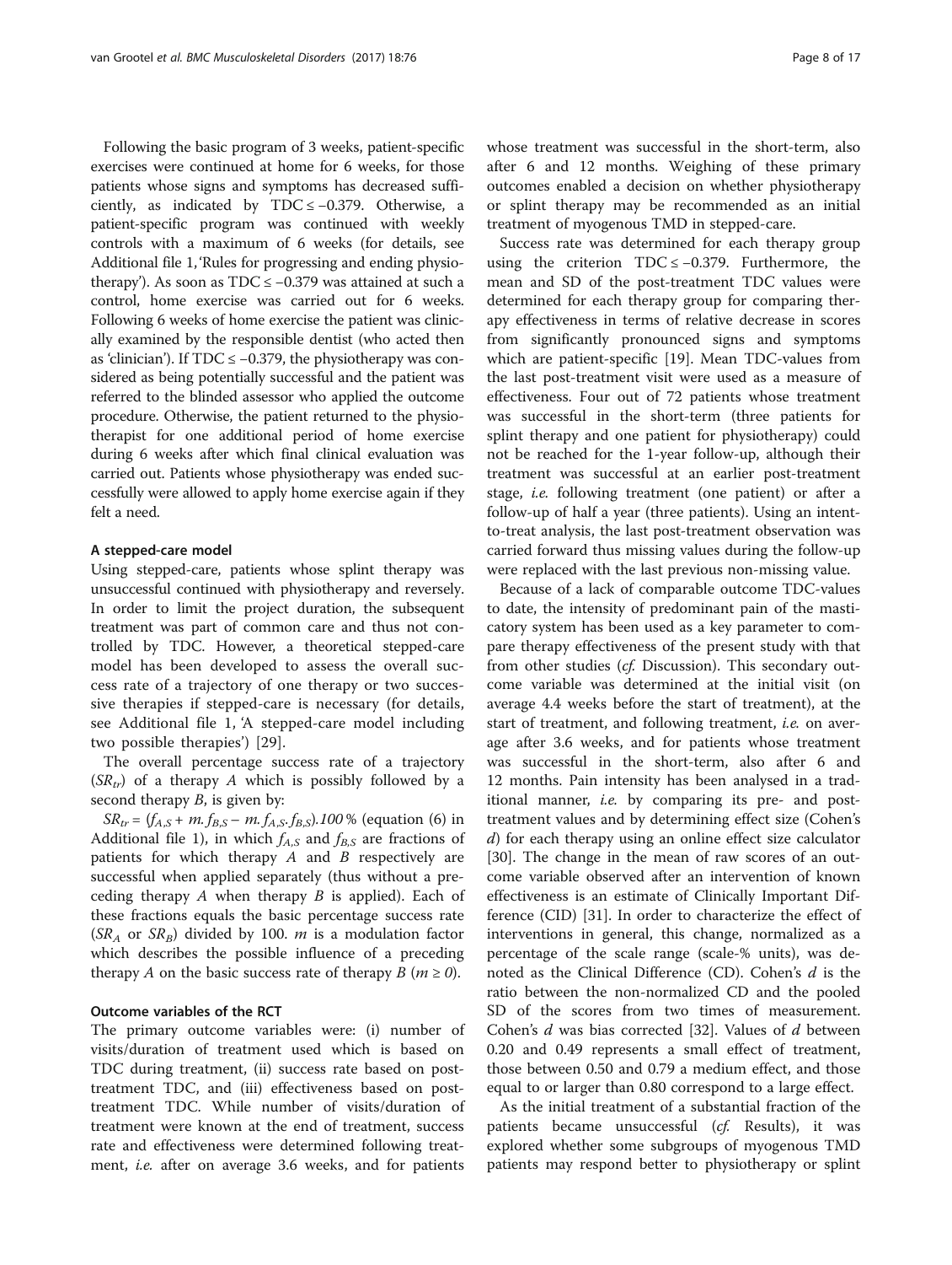Following the basic program of 3 weeks, patient-specific exercises were continued at home for 6 weeks, for those patients whose signs and symptoms has decreased sufficiently, as indicated by $\mathrm{TDC} \leq -0.379$. Otherwise, a patient-specific program was continued with weekly controls with a maximum of 6 weeks (for details, see Additional file 1, 'Rules for progressing and ending physiotherapy'). As soon as $\mathrm{TDC} \leq -0.379$ was attained at such a control, home exercise was carried out for 6 weeks. Following 6 weeks of home exercise the patient was clinically examined by the responsible dentist (who acted then as 'clinician'). If $\mathrm{TDC} \leq -0.379$, the physiotherapy was considered as being potentially successful and the patient was referred to the blinded assessor who applied the outcome procedure. Otherwise, the patient returned to the physiotherapist for one additional period of home exercise during 6 weeks after which final clinical evaluation was carried out. Patients whose physiotherapy was ended successfully were allowed to apply home exercise again if they felt a need.

#### A stepped-care model

Using stepped-care, patients whose splint therapy was unsuccessful continued with physiotherapy and reversely. In order to limit the project duration, the subsequent treatment was part of common care and thus not controlled by TDC. However, a theoretical stepped-care model has been developed to assess the overall success rate of a trajectory of one therapy or two successive therapies if stepped-care is necessary (for details, see Additional file 1, 'A stepped-care model including two possible therapies') [29].

The overall percentage success rate of a trajectory ($SR_{tr}$) of a therapy $A$ which is possibly followed by a second therapy $B$, is given by:

$SR_{tr} = (f_{A,S} + m.f_{B,S} - m.f_{A,S}.f_{B,S}).100\,\%$ (equation (6) in Additional file 1), in which $f_{A,S}$ and $f_{B,S}$ are fractions of patients for which therapy $A$ and $B$ respectively are successful when applied separately (thus without a preceding therapy $A$ when therapy $B$ is applied). Each of these fractions equals the basic percentage success rate ($SR_A$ or $SR_B$) divided by 100. $m$ is a modulation factor which describes the possible influence of a preceding therapy $A$ on the basic success rate of therapy $B$ ($m \geq 0$).

#### Outcome variables of the RCT

The primary outcome variables were: (i) number of visits/duration of treatment used which is based on TDC during treatment, (ii) success rate based on post-treatment TDC, and (iii) effectiveness based on post-treatment TDC. While number of visits/duration of treatment were known at the end of treatment, success rate and effectiveness were determined following treatment, *i.e.* after on average 3.6 weeks, and for patients whose treatment was successful in the short-term, also after 6 and 12 months. Weighing of these primary outcomes enabled a decision on whether physiotherapy or splint therapy may be recommended as an initial treatment of myogenous TMD in stepped-care.

Success rate was determined for each therapy group using the criterion $\mathrm{TDC} \leq -0.379$. Furthermore, the mean and SD of the post-treatment TDC values were determined for each therapy group for comparing therapy effectiveness in terms of relative decrease in scores from significantly pronounced signs and symptoms which are patient-specific [19]. Mean TDC-values from the last post-treatment visit were used as a measure of effectiveness. Four out of 72 patients whose treatment was successful in the short-term (three patients for splint therapy and one patient for physiotherapy) could not be reached for the 1-year follow-up, although their treatment was successful at an earlier post-treatment stage, *i.e.* following treatment (one patient) or after a follow-up of half a year (three patients). Using an intent-to-treat analysis, the last post-treatment observation was carried forward thus missing values during the follow-up were replaced with the last previous non-missing value.

Because of a lack of comparable outcome TDC-values to date, the intensity of predominant pain of the masticatory system has been used as a key parameter to compare therapy effectiveness of the present study with that from other studies (*cf.* Discussion). This secondary outcome variable was determined at the initial visit (on average 4.4 weeks before the start of treatment), at the start of treatment, and following treatment, *i.e.* on average after 3.6 weeks, and for patients whose treatment was successful in the short-term, also after 6 and 12 months. Pain intensity has been analysed in a traditional manner, *i.e.* by comparing its pre- and post-treatment values and by determining effect size (Cohen's $d$) for each therapy using an online effect size calculator [30]. The change in the mean of raw scores of an outcome variable observed after an intervention of known effectiveness is an estimate of Clinically Important Difference (CID) [31]. In order to characterize the effect of interventions in general, this change, normalized as a percentage of the scale range (scale-% units), was denoted as the Clinical Difference (CD). Cohen's $d$ is the ratio between the non-normalized CD and the pooled SD of the scores from two times of measurement. Cohen's $d$ was bias corrected [32]. Values of $d$ between 0.20 and 0.49 represents a small effect of treatment, those between 0.50 and 0.79 a medium effect, and those equal to or larger than 0.80 correspond to a large effect.

As the initial treatment of a substantial fraction of the patients became unsuccessful (*cf.* Results), it was explored whether some subgroups of myogenous TMD patients may respond better to physiotherapy or splint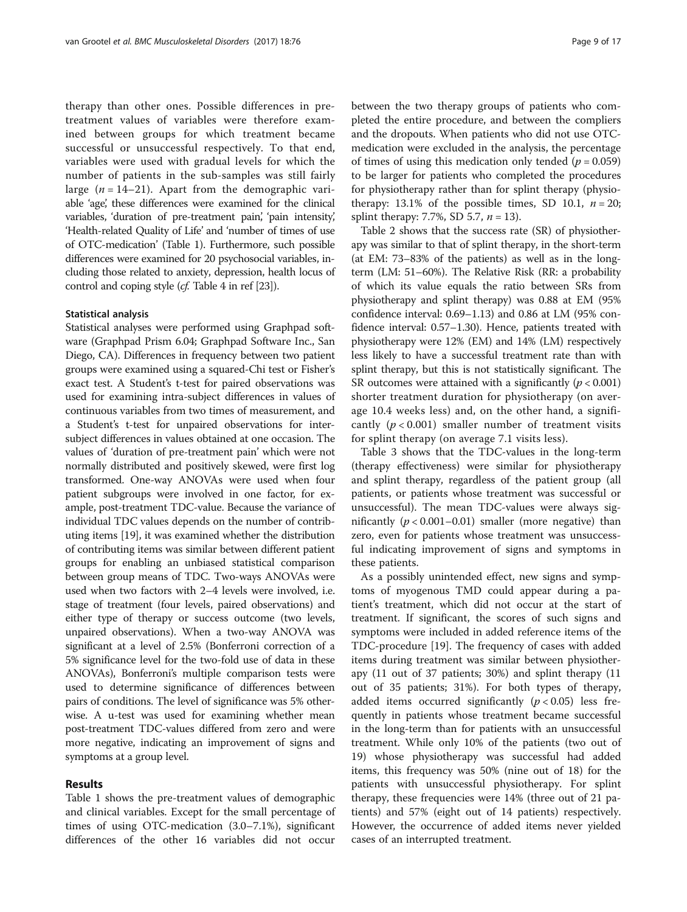therapy than other ones. Possible differences in pre-treatment values of variables were therefore examined between groups for which treatment became successful or unsuccessful respectively. To that end, variables were used with gradual levels for which the number of patients in the sub-samples was still fairly large ($n = 14–21$). Apart from the demographic variable 'age', these differences were examined for the clinical variables, 'duration of pre-treatment pain', 'pain intensity', 'Health-related Quality of Life' and 'number of times of use of OTC-medication' (Table 1). Furthermore, such possible differences were examined for 20 psychosocial variables, including those related to anxiety, depression, health locus of control and coping style (*cf.* Table 4 in ref [23]).

### Statistical analysis

Statistical analyses were performed using Graphpad software (Graphpad Prism 6.04; Graphpad Software Inc., San Diego, CA). Differences in frequency between two patient groups were examined using a squared-Chi test or Fisher's exact test. A Student's t-test for paired observations was used for examining intra-subject differences in values of continuous variables from two times of measurement, and a Student's t-test for unpaired observations for inter-subject differences in values obtained at one occasion. The values of 'duration of pre-treatment pain' which were not normally distributed and positively skewed, were first log transformed. One-way ANOVAs were used when four patient subgroups were involved in one factor, for example, post-treatment TDC-value. Because the variance of individual TDC values depends on the number of contributing items [19], it was examined whether the distribution of contributing items was similar between different patient groups for enabling an unbiased statistical comparison between group means of TDC. Two-ways ANOVAs were used when two factors with 2–4 levels were involved, i.e. stage of treatment (four levels, paired observations) and either type of therapy or success outcome (two levels, unpaired observations). When a two-way ANOVA was significant at a level of 2.5% (Bonferroni correction of a 5% significance level for the two-fold use of data in these ANOVAs), Bonferroni's multiple comparison tests were used to determine significance of differences between pairs of conditions. The level of significance was 5% otherwise. A u-test was used for examining whether mean post-treatment TDC-values differed from zero and were more negative, indicating an improvement of signs and symptoms at a group level.

## Results

Table 1 shows the pre-treatment values of demographic and clinical variables. Except for the small percentage of times of using OTC-medication (3.0–7.1%), significant differences of the other 16 variables did not occur between the two therapy groups of patients who completed the entire procedure, and between the compliers and the dropouts. When patients who did not use OTC-medication were excluded in the analysis, the percentage of times of using this medication only tended ($p = 0.059$) to be larger for patients who completed the procedures for physiotherapy rather than for splint therapy (physiotherapy: 13.1% of the possible times, SD 10.1, $n = 20$; splint therapy: 7.7%, SD 5.7, $n = 13$).

Table 2 shows that the success rate (SR) of physiotherapy was similar to that of splint therapy, in the short-term (at EM: 73–83% of the patients) as well as in the long-term (LM: 51–60%). The Relative Risk (RR: a probability of which its value equals the ratio between SRs from physiotherapy and splint therapy) was 0.88 at EM (95% confidence interval: 0.69–1.13) and 0.86 at LM (95% confidence interval: 0.57–1.30). Hence, patients treated with physiotherapy were 12% (EM) and 14% (LM) respectively less likely to have a successful treatment rate than with splint therapy, but this is not statistically significant. The SR outcomes were attained with a significantly ($p < 0.001$) shorter treatment duration for physiotherapy (on average 10.4 weeks less) and, on the other hand, a significantly ($p < 0.001$) smaller number of treatment visits for splint therapy (on average 7.1 visits less).

Table 3 shows that the TDC-values in the long-term (therapy effectiveness) were similar for physiotherapy and splint therapy, regardless of the patient group (all patients, or patients whose treatment was successful or unsuccessful). The mean TDC-values were always significantly ($p < 0.001–0.01$) smaller (more negative) than zero, even for patients whose treatment was unsuccessful indicating improvement of signs and symptoms in these patients.

As a possibly unintended effect, new signs and symptoms of myogenous TMD could appear during a patient's treatment, which did not occur at the start of treatment. If significant, the scores of such signs and symptoms were included in added reference items of the TDC-procedure [19]. The frequency of cases with added items during treatment was similar between physiotherapy (11 out of 37 patients; 30%) and splint therapy (11 out of 35 patients; 31%). For both types of therapy, added items occurred significantly ($p < 0.05$) less frequently in patients whose treatment became successful in the long-term than for patients with an unsuccessful treatment. While only 10% of the patients (two out of 19) whose physiotherapy was successful had added items, this frequency was 50% (nine out of 18) for the patients with unsuccessful physiotherapy. For splint therapy, these frequencies were 14% (three out of 21 patients) and 57% (eight out of 14 patients) respectively. However, the occurrence of added items never yielded cases of an interrupted treatment.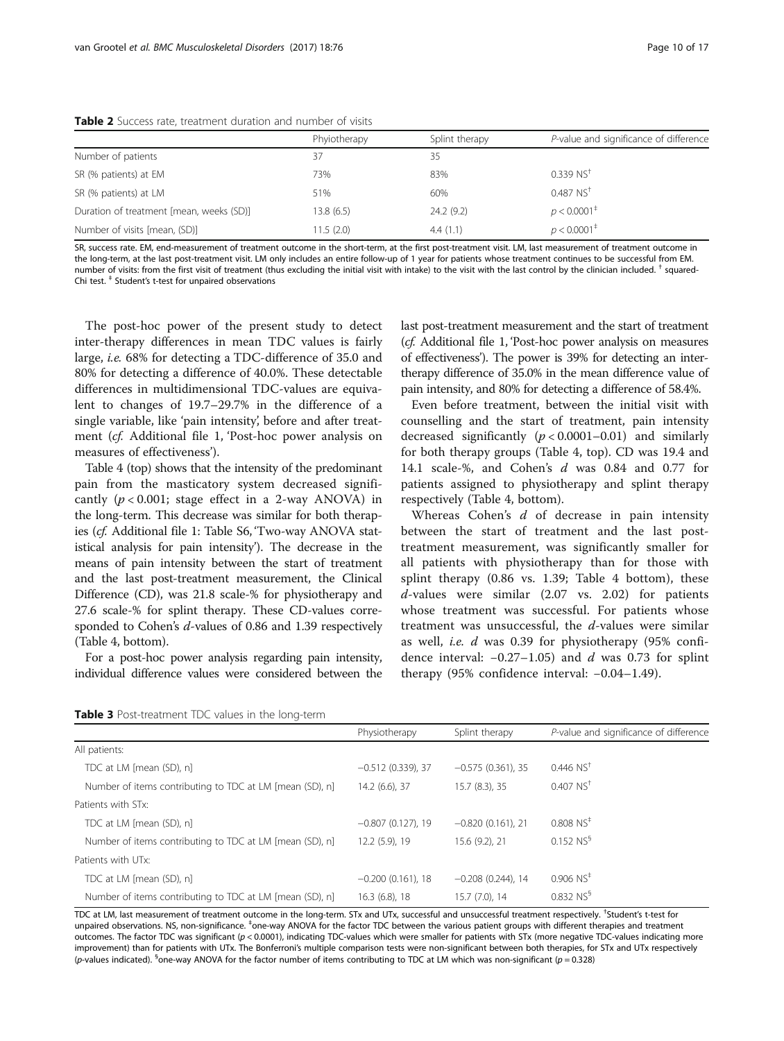**Table 2** Success rate, treatment duration and number of visits

| | Phyiotherapy | Splint therapy | *P*-value and significance of difference |
|---|---|---|---|
| Number of patients | 37 | 35 | |
| SR (% patients) at EM | 73% | 83% | 0.339 NS[†] |
| SR (% patients) at LM | 51% | 60% | 0.487 NS[†] |
| Duration of treatment [mean, weeks (SD)] | 13.8 (6.5) | 24.2 (9.2) | $p < 0.0001$[‡] |
| Number of visits [mean, (SD)] | 11.5 (2.0) | 4.4 (1.1) | $p < 0.0001$[‡] |

SR, success rate. EM, end-measurement of treatment outcome in the short-term, at the first post-treatment visit. LM, last measurement of treatment outcome in the long-term, at the last post-treatment visit. LM only includes an entire follow-up of 1 year for patients whose treatment continues to be successful from EM. number of visits: from the first visit of treatment (thus excluding the initial visit with intake) to the visit with the last control by the clinician included. [†] squared-Chi test. [‡] Student's t-test for unpaired observations

The post-hoc power of the present study to detect inter-therapy differences in mean TDC values is fairly large, *i.e.* 68% for detecting a TDC-difference of 35.0 and 80% for detecting a difference of 40.0%. These detectable differences in multidimensional TDC-values are equivalent to changes of 19.7–29.7% in the difference of a single variable, like 'pain intensity', before and after treatment (*cf.* Additional file 1, 'Post-hoc power analysis on measures of effectiveness').

Table 4 (top) shows that the intensity of the predominant pain from the masticatory system decreased significantly ($p < 0.001$; stage effect in a 2-way ANOVA) in the long-term. This decrease was similar for both therapies (*cf.* Additional file 1: Table S6, 'Two-way ANOVA statistical analysis for pain intensity'). The decrease in the means of pain intensity between the start of treatment and the last post-treatment measurement, the Clinical Difference (CD), was 21.8 scale-% for physiotherapy and 27.6 scale-% for splint therapy. These CD-values corresponded to Cohen's *d*-values of 0.86 and 1.39 respectively (Table 4, bottom).

For a post-hoc power analysis regarding pain intensity, individual difference values were considered between the last post-treatment measurement and the start of treatment (*cf.* Additional file 1, 'Post-hoc power analysis on measures of effectiveness'). The power is 39% for detecting an inter-therapy difference of 35.0% in the mean difference value of pain intensity, and 80% for detecting a difference of 58.4%.

Even before treatment, between the initial visit with counselling and the start of treatment, pain intensity decreased significantly ($p < 0.0001–0.01$) and similarly for both therapy groups (Table 4, top). CD was 19.4 and 14.1 scale-%, and Cohen's *d* was 0.84 and 0.77 for patients assigned to physiotherapy and splint therapy respectively (Table 4, bottom).

Whereas Cohen's *d* of decrease in pain intensity between the start of treatment and the last post-treatment measurement, was significantly smaller for all patients with physiotherapy than for those with splint therapy (0.86 vs. 1.39; Table 4 bottom), these *d*-values were similar (2.07 vs. 2.02) for patients whose treatment was successful. For patients whose treatment was unsuccessful, the *d*-values were similar as well, *i.e.* *d* was 0.39 for physiotherapy (95% confidence interval: −0.27–1.05) and *d* was 0.73 for splint therapy (95% confidence interval: −0.04–1.49).

**Table 3** Post-treatment TDC values in the long-term

| | Physiotherapy | Splint therapy | *P*-value and significance of difference |
|---|---|---|---|
| All patients: | | | |
| TDC at LM [mean (SD), n] | −0.512 (0.339), 37 | −0.575 (0.361), 35 | 0.446 NS[†] |
| Number of items contributing to TDC at LM [mean (SD), n] | 14.2 (6.6), 37 | 15.7 (8.3), 35 | 0.407 NS[†] |
| Patients with STx: | | | |
| TDC at LM [mean (SD), n] | −0.807 (0.127), 19 | −0.820 (0.161), 21 | 0.808 NS[‡] |
| Number of items contributing to TDC at LM [mean (SD), n] | 12.2 (5.9), 19 | 15.6 (9.2), 21 | 0.152 NS[§] |
| Patients with UTx: | | | |
| TDC at LM [mean (SD), n] | −0.200 (0.161), 18 | −0.208 (0.244), 14 | 0.906 NS[‡] |
| Number of items contributing to TDC at LM [mean (SD), n] | 16.3 (6.8), 18 | 15.7 (7.0), 14 | 0.832 NS[§] |

TDC at LM, last measurement of treatment outcome in the long-term. STx and UTx, successful and unsuccessful treatment respectively. [†]Student's t-test for unpaired observations. NS, non-significance. [‡]one-way ANOVA for the factor TDC between the various patient groups with different therapies and treatment outcomes. The factor TDC was significant ($p < 0.0001$), indicating TDC-values which were smaller for patients with STx (more negative TDC-values indicating more improvement) than for patients with UTx. The Bonferroni's multiple comparison tests were non-significant between both therapies, for STx and UTx respectively (*p*-values indicated). [§]one-way ANOVA for the factor number of items contributing to TDC at LM which was non-significant ($p = 0.328$)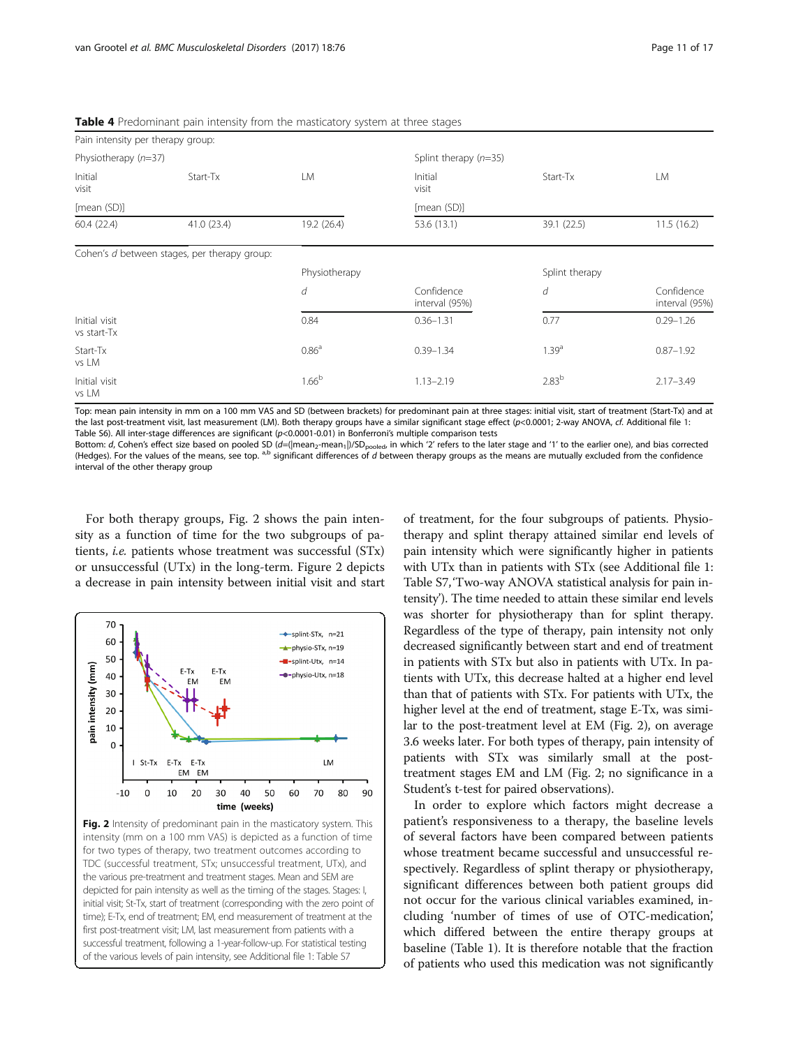**Table 4** Predominant pain intensity from the masticatory system at three stages

| Pain intensity per therapy group: | | | | | |
|---|---|---|---|---|---|
| Physiotherapy ($n$=37) | | | Splint therapy ($n$=35) | | |
| Initial visit | Start-Tx | LM | Initial visit | Start-Tx | LM |
| [mean (SD)] | | | [mean (SD)] | | |
| 60.4 (22.4) | 41.0 (23.4) | 19.2 (26.4) | 53.6 (13.1) | 39.1 (22.5) | 11.5 (16.2) |

| Cohen's $d$ between stages, per therapy group: | Physiotherapy | | Splint therapy | |
|---|---|---|---|---|
| | $d$ | Confidence interval (95%) | $d$ | Confidence interval (95%) |
| Initial visit vs start-Tx | 0.84 | 0.36–1.31 | 0.77 | 0.29–1.26 |
| Start-Tx vs LM | 0.86[a] | 0.39–1.34 | 1.39[a] | 0.87–1.92 |
| Initial visit vs LM | 1.66[b] | 1.13–2.19 | 2.83[b] | 2.17–3.49 |

Top: mean pain intensity in mm on a 100 mm VAS and SD (between brackets) for predominant pain at three stages: initial visit, start of treatment (Start-Tx) and at the last post-treatment visit, last measurement (LM). Both therapy groups have a similar significant stage effect ($p$<0.0001; 2-way ANOVA, *cf.* Additional file 1: Table S6). All inter-stage differences are significant ($p$<0.0001-0.01) in Bonferroni's multiple comparison tests
Bottom: $d$, Cohen's effect size based on pooled SD ($d$=(|mean$_2$-mean$_1$|)/SD$_{pooled}$, in which '2' refers to the later stage and '1' to the earlier one), and bias corrected (Hedges). For the values of the means, see top. [a,b] significant differences of $d$ between therapy groups as the means are mutually excluded from the confidence interval of the other therapy group

For both therapy groups, Fig. 2 shows the pain intensity as a function of time for the two subgroups of patients, *i.e.* patients whose treatment was successful (STx) or unsuccessful (UTx) in the long-term. Figure 2 depicts a decrease in pain intensity between initial visit and start of treatment, for the four subgroups of patients. Physiotherapy and splint therapy attained similar end levels of pain intensity which were significantly higher in patients with UTx than in patients with STx (see Additional file 1: Table S7,'Two-way ANOVA statistical analysis for pain intensity'). The time needed to attain these similar end levels was shorter for physiotherapy than for splint therapy. Regardless of the type of therapy, pain intensity not only decreased significantly between start and end of treatment in patients with STx but also in patients with UTx. In patients with UTx, this decrease halted at a higher end level than that of patients with STx. For patients with UTx, the higher level at the end of treatment, stage E-Tx, was similar to the post-treatment level at EM (Fig. 2), on average 3.6 weeks later. For both types of therapy, pain intensity of patients with STx was similarly small at the post-treatment stages EM and LM (Fig. 2; no significance in a Student's t-test for paired observations).

**Fig. 2** Intensity of predominant pain in the masticatory system. This intensity (mm on a 100 mm VAS) is depicted as a function of time for two types of therapy, two treatment outcomes according to TDC (successful treatment, STx; unsuccessful treatment, UTx), and the various pre-treatment and treatment stages. Mean and SEM are depicted for pain intensity as well as the timing of the stages. Stages: I, initial visit; St-Tx, start of treatment (corresponding with the zero point of time); E-Tx, end of treatment; EM, end measurement of treatment at the first post-treatment visit; LM, last measurement from patients with a successful treatment, following a 1-year-follow-up. For statistical testing of the various levels of pain intensity, see Additional file 1: Table S7

In order to explore which factors might decrease a patient's responsiveness to a therapy, the baseline levels of several factors have been compared between patients whose treatment became successful and unsuccessful respectively. Regardless of splint therapy or physiotherapy, significant differences between both patient groups did not occur for the various clinical variables examined, including 'number of times of use of OTC-medication', which differed between the entire therapy groups at baseline (Table 1). It is therefore notable that the fraction of patients who used this medication was not significantly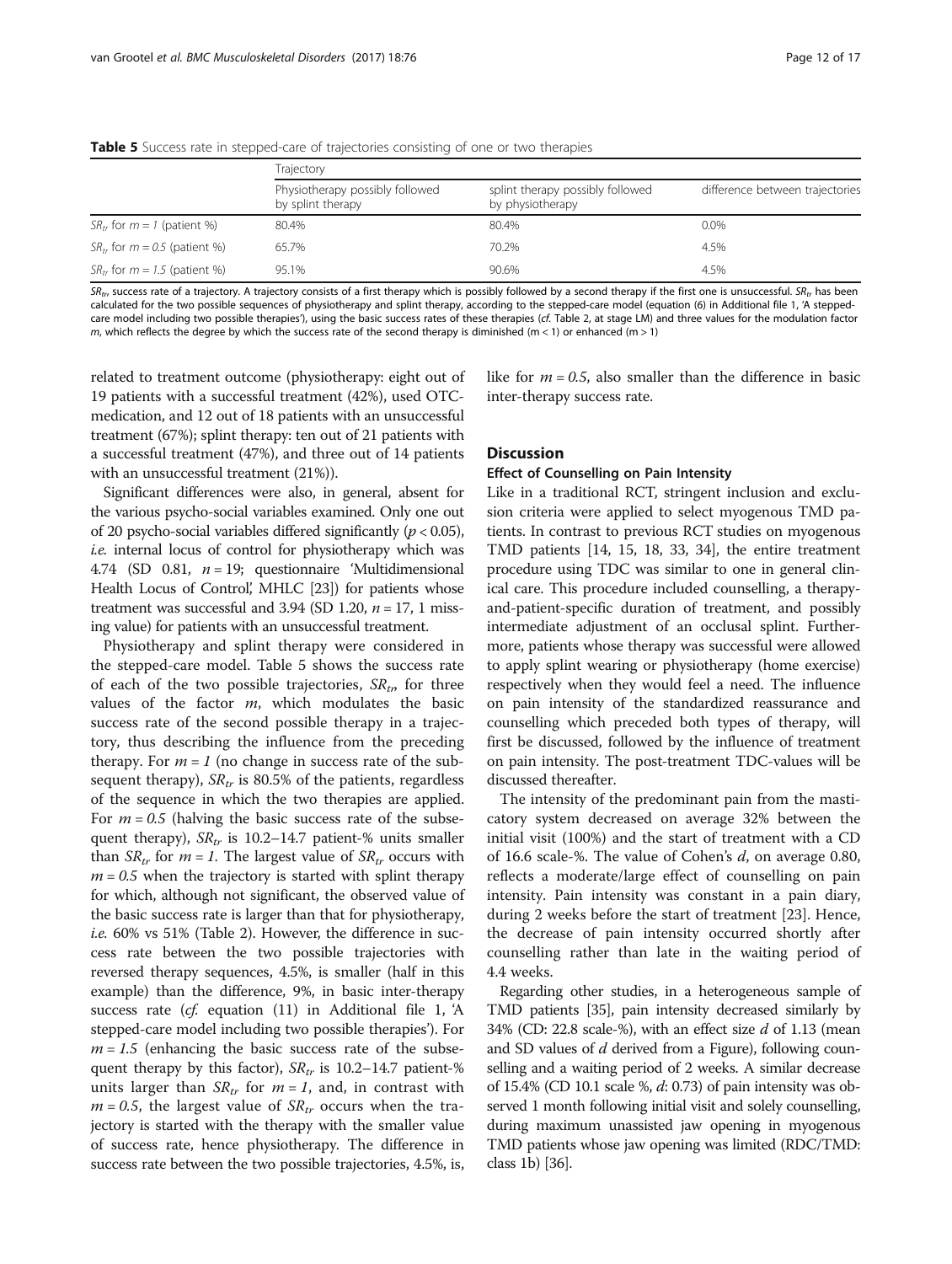**Table 5** Success rate in stepped-care of trajectories consisting of one or two therapies

| | Trajectory | | |
|---|---|---|---|
| | Physiotherapy possibly followed by splint therapy | splint therapy possibly followed by physiotherapy | difference between trajectories |
| $SR_{tr}$ for $m = 1$ (patient %) | 80.4% | 80.4% | 0.0% |
| $SR_{tr}$ for $m = 0.5$ (patient %) | 65.7% | 70.2% | 4.5% |
| $SR_{tr}$ for $m = 1.5$ (patient %) | 95.1% | 90.6% | 4.5% |

$SR_{tr}$, success rate of a trajectory. A trajectory consists of a first therapy which is possibly followed by a second therapy if the first one is unsuccessful. $SR_{tr}$ has been calculated for the two possible sequences of physiotherapy and splint therapy, according to the stepped-care model (equation (6) in Additional file 1, 'A stepped-care model including two possible therapies'), using the basic success rates of these therapies (*cf.* Table 2, at stage LM) and three values for the modulation factor *m*, which reflects the degree by which the success rate of the second therapy is diminished (m < 1) or enhanced (m > 1)

related to treatment outcome (physiotherapy: eight out of 19 patients with a successful treatment (42%), used OTC-medication, and 12 out of 18 patients with an unsuccessful treatment (67%); splint therapy: ten out of 21 patients with a successful treatment (47%), and three out of 14 patients with an unsuccessful treatment (21%)).

Significant differences were also, in general, absent for the various psycho-social variables examined. Only one out of 20 psycho-social variables differed significantly ($p < 0.05$), *i.e.* internal locus of control for physiotherapy which was 4.74 (SD 0.81, $n = 19$; questionnaire 'Multidimensional Health Locus of Control', MHLC [23]) for patients whose treatment was successful and 3.94 (SD 1.20, $n = 17$, 1 missing value) for patients with an unsuccessful treatment.

Physiotherapy and splint therapy were considered in the stepped-care model. Table 5 shows the success rate of each of the two possible trajectories, $SR_{tr}$, for three values of the factor $m$, which modulates the basic success rate of the second possible therapy in a trajectory, thus describing the influence from the preceding therapy. For $m = 1$ (no change in success rate of the subsequent therapy), $SR_{tr}$ is 80.5% of the patients, regardless of the sequence in which the two therapies are applied. For $m = 0.5$ (halving the basic success rate of the subsequent therapy), $SR_{tr}$ is 10.2–14.7 patient-% units smaller than $SR_{tr}$ for $m = 1$. The largest value of $SR_{tr}$ occurs with $m = 0.5$ when the trajectory is started with splint therapy for which, although not significant, the observed value of the basic success rate is larger than that for physiotherapy, *i.e.* 60% vs 51% (Table 2). However, the difference in success rate between the two possible trajectories with reversed therapy sequences, 4.5%, is smaller (half in this example) than the difference, 9%, in basic inter-therapy success rate (*cf.* equation (11) in Additional file 1, 'A stepped-care model including two possible therapies'). For $m = 1.5$ (enhancing the basic success rate of the subsequent therapy by this factor), $SR_{tr}$ is 10.2–14.7 patient-% units larger than $SR_{tr}$ for $m = 1$, and, in contrast with $m = 0.5$, the largest value of $SR_{tr}$ occurs when the trajectory is started with the therapy with the smaller value of success rate, hence physiotherapy. The difference in success rate between the two possible trajectories, 4.5%, is, like for $m = 0.5$, also smaller than the difference in basic inter-therapy success rate.

## Discussion

### Effect of Counselling on Pain Intensity

Like in a traditional RCT, stringent inclusion and exclusion criteria were applied to select myogenous TMD patients. In contrast to previous RCT studies on myogenous TMD patients [14, 15, 18, 33, 34], the entire treatment procedure using TDC was similar to one in general clinical care. This procedure included counselling, a therapy-and-patient-specific duration of treatment, and possibly intermediate adjustment of an occlusal splint. Furthermore, patients whose therapy was successful were allowed to apply splint wearing or physiotherapy (home exercise) respectively when they would feel a need. The influence on pain intensity of the standardized reassurance and counselling which preceded both types of therapy, will first be discussed, followed by the influence of treatment on pain intensity. The post-treatment TDC-values will be discussed thereafter.

The intensity of the predominant pain from the masticatory system decreased on average 32% between the initial visit (100%) and the start of treatment with a CD of 16.6 scale-%. The value of Cohen's $d$, on average 0.80, reflects a moderate/large effect of counselling on pain intensity. Pain intensity was constant in a pain diary, during 2 weeks before the start of treatment [23]. Hence, the decrease of pain intensity occurred shortly after counselling rather than late in the waiting period of 4.4 weeks.

Regarding other studies, in a heterogeneous sample of TMD patients [35], pain intensity decreased similarly by 34% (CD: 22.8 scale-%), with an effect size $d$ of 1.13 (mean and SD values of $d$ derived from a Figure), following counselling and a waiting period of 2 weeks. A similar decrease of 15.4% (CD 10.1 scale %, $d$: 0.73) of pain intensity was observed 1 month following initial visit and solely counselling, during maximum unassisted jaw opening in myogenous TMD patients whose jaw opening was limited (RDC/TMD: class 1b) [36].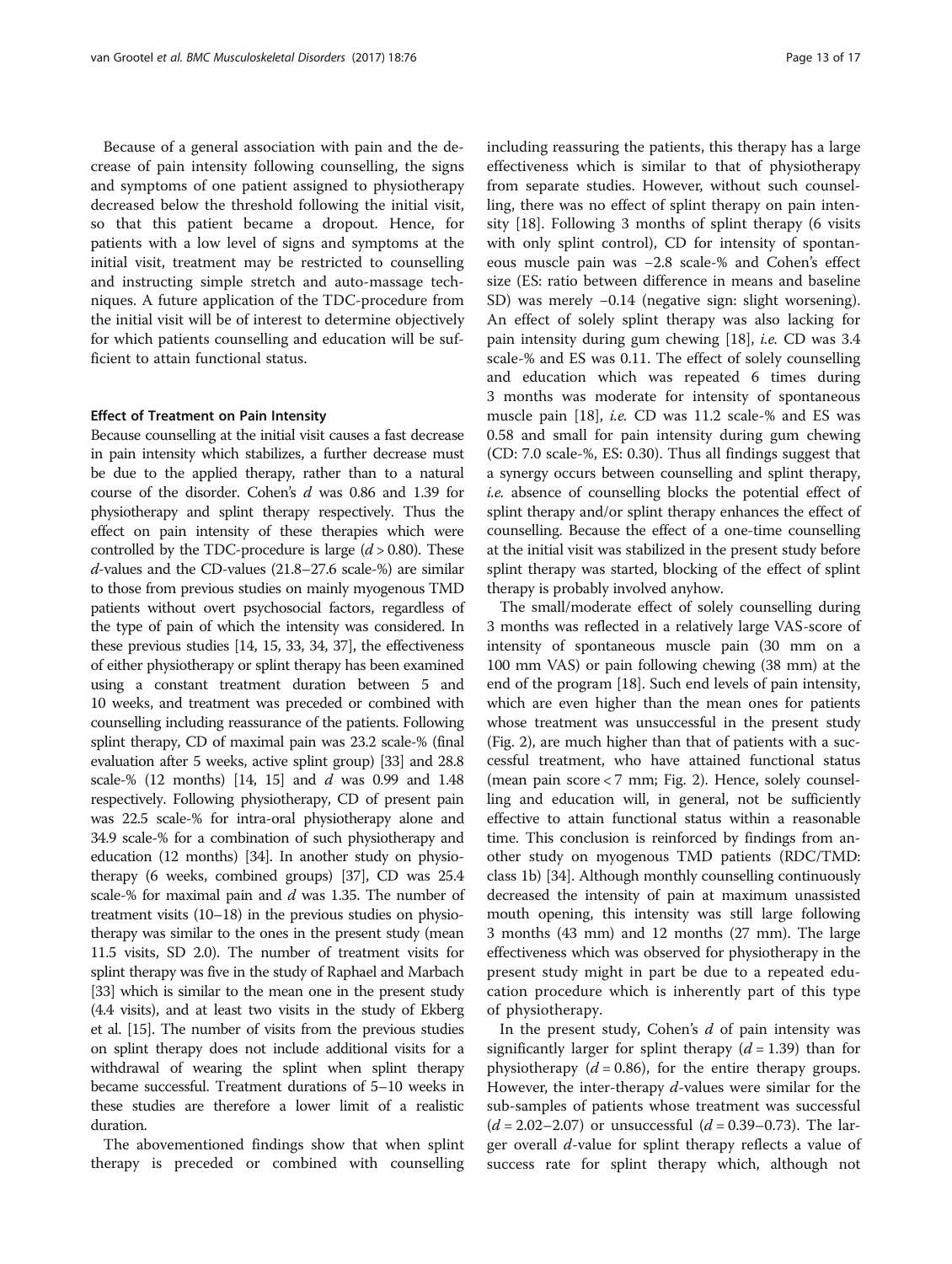Because of a general association with pain and the decrease of pain intensity following counselling, the signs and symptoms of one patient assigned to physiotherapy decreased below the threshold following the initial visit, so that this patient became a dropout. Hence, for patients with a low level of signs and symptoms at the initial visit, treatment may be restricted to counselling and instructing simple stretch and auto-massage techniques. A future application of the TDC-procedure from the initial visit will be of interest to determine objectively for which patients counselling and education will be sufficient to attain functional status.

#### Effect of Treatment on Pain Intensity

Because counselling at the initial visit causes a fast decrease in pain intensity which stabilizes, a further decrease must be due to the applied therapy, rather than to a natural course of the disorder. Cohen's $d$ was 0.86 and 1.39 for physiotherapy and splint therapy respectively. Thus the effect on pain intensity of these therapies which were controlled by the TDC-procedure is large ($d > 0.80$). These $d$-values and the CD-values (21.8–27.6 scale-%) are similar to those from previous studies on mainly myogenous TMD patients without overt psychosocial factors, regardless of the type of pain of which the intensity was considered. In these previous studies [14, 15, 33, 34, 37], the effectiveness of either physiotherapy or splint therapy has been examined using a constant treatment duration between 5 and 10 weeks, and treatment was preceded or combined with counselling including reassurance of the patients. Following splint therapy, CD of maximal pain was 23.2 scale-% (final evaluation after 5 weeks, active splint group) [33] and 28.8 scale-% (12 months) [14, 15] and $d$ was 0.99 and 1.48 respectively. Following physiotherapy, CD of present pain was 22.5 scale-% for intra-oral physiotherapy alone and 34.9 scale-% for a combination of such physiotherapy and education (12 months) [34]. In another study on physiotherapy (6 weeks, combined groups) [37], CD was 25.4 scale-% for maximal pain and $d$ was 1.35. The number of treatment visits (10–18) in the previous studies on physiotherapy was similar to the ones in the present study (mean 11.5 visits, SD 2.0). The number of treatment visits for splint therapy was five in the study of Raphael and Marbach [33] which is similar to the mean one in the present study (4.4 visits), and at least two visits in the study of Ekberg et al. [15]. The number of visits from the previous studies on splint therapy does not include additional visits for a withdrawal of wearing the splint when splint therapy became successful. Treatment durations of 5–10 weeks in these studies are therefore a lower limit of a realistic duration.

The abovementioned findings show that when splint therapy is preceded or combined with counselling including reassuring the patients, this therapy has a large effectiveness which is similar to that of physiotherapy from separate studies. However, without such counselling, there was no effect of splint therapy on pain intensity [18]. Following 3 months of splint therapy (6 visits with only splint control), CD for intensity of spontaneous muscle pain was −2.8 scale-% and Cohen's effect size (ES: ratio between difference in means and baseline SD) was merely −0.14 (negative sign: slight worsening). An effect of solely splint therapy was also lacking for pain intensity during gum chewing [18], *i.e.* CD was 3.4 scale-% and ES was 0.11. The effect of solely counselling and education which was repeated 6 times during 3 months was moderate for intensity of spontaneous muscle pain [18], *i.e.* CD was 11.2 scale-% and ES was 0.58 and small for pain intensity during gum chewing (CD: 7.0 scale-%, ES: 0.30). Thus all findings suggest that a synergy occurs between counselling and splint therapy, *i.e.* absence of counselling blocks the potential effect of splint therapy and/or splint therapy enhances the effect of counselling. Because the effect of a one-time counselling at the initial visit was stabilized in the present study before splint therapy was started, blocking of the effect of splint therapy is probably involved anyhow.

The small/moderate effect of solely counselling during 3 months was reflected in a relatively large VAS-score of intensity of spontaneous muscle pain (30 mm on a 100 mm VAS) or pain following chewing (38 mm) at the end of the program [18]. Such end levels of pain intensity, which are even higher than the mean ones for patients whose treatment was unsuccessful in the present study (Fig. 2), are much higher than that of patients with a successful treatment, who have attained functional status (mean pain score < 7 mm; Fig. 2). Hence, solely counselling and education will, in general, not be sufficiently effective to attain functional status within a reasonable time. This conclusion is reinforced by findings from another study on myogenous TMD patients (RDC/TMD: class 1b) [34]. Although monthly counselling continuously decreased the intensity of pain at maximum unassisted mouth opening, this intensity was still large following 3 months (43 mm) and 12 months (27 mm). The large effectiveness which was observed for physiotherapy in the present study might in part be due to a repeated education procedure which is inherently part of this type of physiotherapy.

In the present study, Cohen's $d$ of pain intensity was significantly larger for splint therapy ($d = 1.39$) than for physiotherapy ($d = 0.86$), for the entire therapy groups. However, the inter-therapy $d$-values were similar for the sub-samples of patients whose treatment was successful ($d = 2.02$–$2.07$) or unsuccessful ($d = 0.39$–$0.73$). The larger overall $d$-value for splint therapy reflects a value of success rate for splint therapy which, although not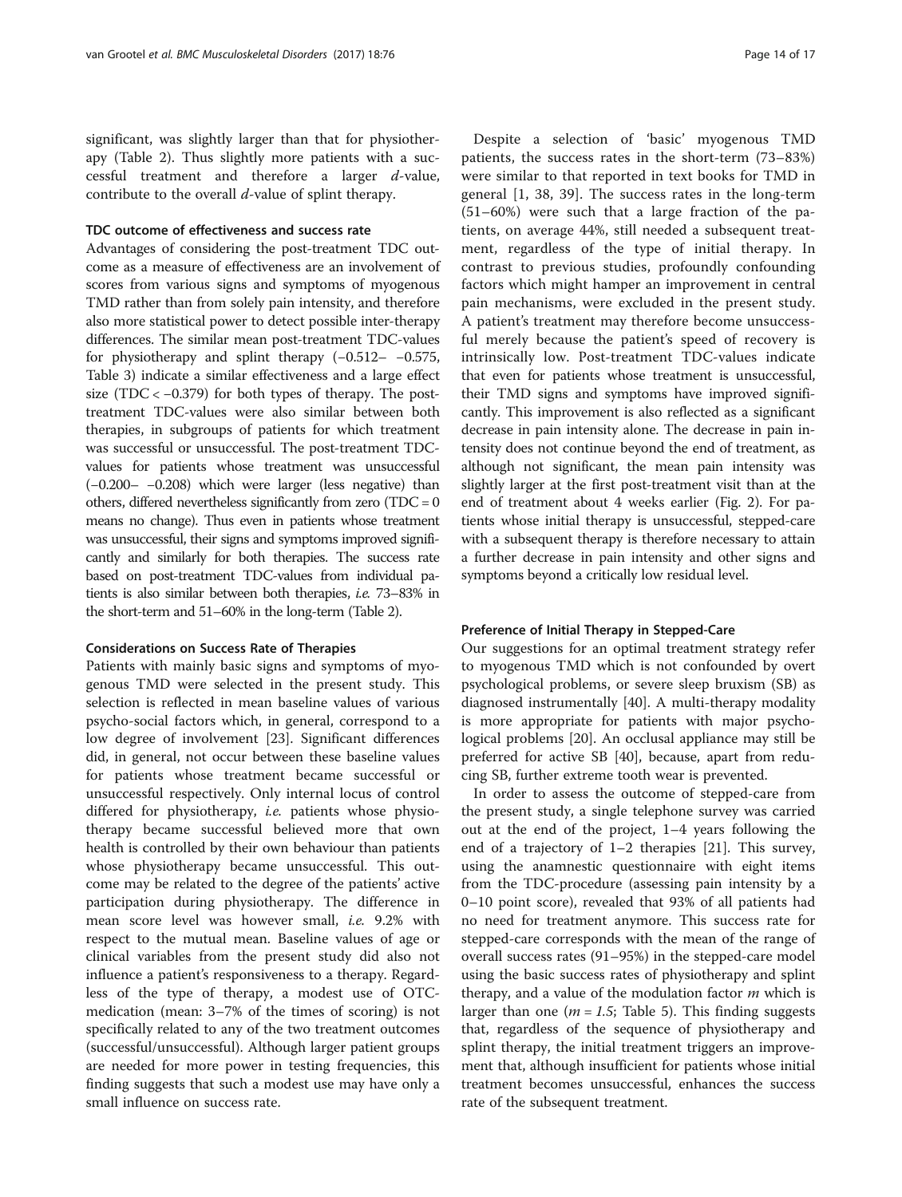significant, was slightly larger than that for physiotherapy (Table 2). Thus slightly more patients with a successful treatment and therefore a larger $d$-value, contribute to the overall $d$-value of splint therapy.

### TDC outcome of effectiveness and success rate

Advantages of considering the post-treatment TDC outcome as a measure of effectiveness are an involvement of scores from various signs and symptoms of myogenous TMD rather than from solely pain intensity, and therefore also more statistical power to detect possible inter-therapy differences. The similar mean post-treatment TDC-values for physiotherapy and splint therapy (−0.512– −0.575, Table 3) indicate a similar effectiveness and a large effect size (TDC < −0.379) for both types of therapy. The post-treatment TDC-values were also similar between both therapies, in subgroups of patients for which treatment was successful or unsuccessful. The post-treatment TDC-values for patients whose treatment was unsuccessful (−0.200– −0.208) which were larger (less negative) than others, differed nevertheless significantly from zero (TDC = 0 means no change). Thus even in patients whose treatment was unsuccessful, their signs and symptoms improved significantly and similarly for both therapies. The success rate based on post-treatment TDC-values from individual patients is also similar between both therapies, *i.e.* 73–83% in the short-term and 51–60% in the long-term (Table 2).

### Considerations on Success Rate of Therapies

Patients with mainly basic signs and symptoms of myogenous TMD were selected in the present study. This selection is reflected in mean baseline values of various psycho-social factors which, in general, correspond to a low degree of involvement [23]. Significant differences did, in general, not occur between these baseline values for patients whose treatment became successful or unsuccessful respectively. Only internal locus of control differed for physiotherapy, *i.e.* patients whose physiotherapy became successful believed more that own health is controlled by their own behaviour than patients whose physiotherapy became unsuccessful. This outcome may be related to the degree of the patients' active participation during physiotherapy. The difference in mean score level was however small, *i.e.* 9.2% with respect to the mutual mean. Baseline values of age or clinical variables from the present study did also not influence a patient's responsiveness to a therapy. Regardless of the type of therapy, a modest use of OTC-medication (mean: 3–7% of the times of scoring) is not specifically related to any of the two treatment outcomes (successful/unsuccessful). Although larger patient groups are needed for more power in testing frequencies, this finding suggests that such a modest use may have only a small influence on success rate.

Despite a selection of 'basic' myogenous TMD patients, the success rates in the short-term (73–83%) were similar to that reported in text books for TMD in general [1, 38, 39]. The success rates in the long-term (51–60%) were such that a large fraction of the patients, on average 44%, still needed a subsequent treatment, regardless of the type of initial therapy. In contrast to previous studies, profoundly confounding factors which might hamper an improvement in central pain mechanisms, were excluded in the present study. A patient's treatment may therefore become unsuccessful merely because the patient's speed of recovery is intrinsically low. Post-treatment TDC-values indicate that even for patients whose treatment is unsuccessful, their TMD signs and symptoms have improved significantly. This improvement is also reflected as a significant decrease in pain intensity alone. The decrease in pain intensity does not continue beyond the end of treatment, as although not significant, the mean pain intensity was slightly larger at the first post-treatment visit than at the end of treatment about 4 weeks earlier (Fig. 2). For patients whose initial therapy is unsuccessful, stepped-care with a subsequent therapy is therefore necessary to attain a further decrease in pain intensity and other signs and symptoms beyond a critically low residual level.

### Preference of Initial Therapy in Stepped-Care

Our suggestions for an optimal treatment strategy refer to myogenous TMD which is not confounded by overt psychological problems, or severe sleep bruxism (SB) as diagnosed instrumentally [40]. A multi-therapy modality is more appropriate for patients with major psychological problems [20]. An occlusal appliance may still be preferred for active SB [40], because, apart from reducing SB, further extreme tooth wear is prevented.

In order to assess the outcome of stepped-care from the present study, a single telephone survey was carried out at the end of the project, 1–4 years following the end of a trajectory of 1–2 therapies [21]. This survey, using the anamnestic questionnaire with eight items from the TDC-procedure (assessing pain intensity by a 0–10 point score), revealed that 93% of all patients had no need for treatment anymore. This success rate for stepped-care corresponds with the mean of the range of overall success rates (91–95%) in the stepped-care model using the basic success rates of physiotherapy and splint therapy, and a value of the modulation factor $m$ which is larger than one ($m = 1.5$; Table 5). This finding suggests that, regardless of the sequence of physiotherapy and splint therapy, the initial treatment triggers an improvement that, although insufficient for patients whose initial treatment becomes unsuccessful, enhances the success rate of the subsequent treatment.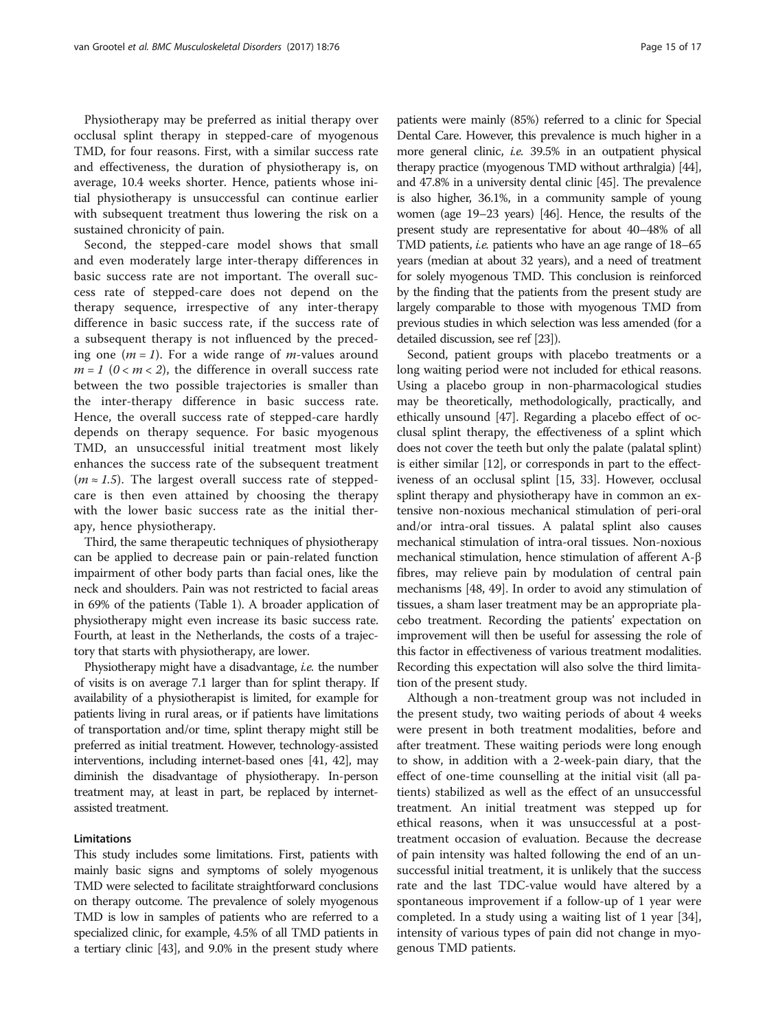Physiotherapy may be preferred as initial therapy over occlusal splint therapy in stepped-care of myogenous TMD, for four reasons. First, with a similar success rate and effectiveness, the duration of physiotherapy is, on average, 10.4 weeks shorter. Hence, patients whose initial physiotherapy is unsuccessful can continue earlier with subsequent treatment thus lowering the risk on a sustained chronicity of pain.

Second, the stepped-care model shows that small and even moderately large inter-therapy differences in basic success rate are not important. The overall success rate of stepped-care does not depend on the therapy sequence, irrespective of any inter-therapy difference in basic success rate, if the success rate of a subsequent therapy is not influenced by the preceding one ($m = 1$). For a wide range of $m$-values around $m = 1$ ($0 < m < 2$), the difference in overall success rate between the two possible trajectories is smaller than the inter-therapy difference in basic success rate. Hence, the overall success rate of stepped-care hardly depends on therapy sequence. For basic myogenous TMD, an unsuccessful initial treatment most likely enhances the success rate of the subsequent treatment ($m \approx 1.5$). The largest overall success rate of stepped-care is then even attained by choosing the therapy with the lower basic success rate as the initial therapy, hence physiotherapy.

Third, the same therapeutic techniques of physiotherapy can be applied to decrease pain or pain-related function impairment of other body parts than facial ones, like the neck and shoulders. Pain was not restricted to facial areas in 69% of the patients (Table 1). A broader application of physiotherapy might even increase its basic success rate. Fourth, at least in the Netherlands, the costs of a trajectory that starts with physiotherapy, are lower.

Physiotherapy might have a disadvantage, *i.e.* the number of visits is on average 7.1 larger than for splint therapy. If availability of a physiotherapist is limited, for example for patients living in rural areas, or if patients have limitations of transportation and/or time, splint therapy might still be preferred as initial treatment. However, technology-assisted interventions, including internet-based ones [41, 42], may diminish the disadvantage of physiotherapy. In-person treatment may, at least in part, be replaced by internet-assisted treatment.

### Limitations

This study includes some limitations. First, patients with mainly basic signs and symptoms of solely myogenous TMD were selected to facilitate straightforward conclusions on therapy outcome. The prevalence of solely myogenous TMD is low in samples of patients who are referred to a specialized clinic, for example, 4.5% of all TMD patients in a tertiary clinic [43], and 9.0% in the present study where patients were mainly (85%) referred to a clinic for Special Dental Care. However, this prevalence is much higher in a more general clinic, *i.e.* 39.5% in an outpatient physical therapy practice (myogenous TMD without arthralgia) [44], and 47.8% in a university dental clinic [45]. The prevalence is also higher, 36.1%, in a community sample of young women (age 19–23 years) [46]. Hence, the results of the present study are representative for about 40–48% of all TMD patients, *i.e.* patients who have an age range of 18–65 years (median at about 32 years), and a need of treatment for solely myogenous TMD. This conclusion is reinforced by the finding that the patients from the present study are largely comparable to those with myogenous TMD from previous studies in which selection was less amended (for a detailed discussion, see ref [23]).

Second, patient groups with placebo treatments or a long waiting period were not included for ethical reasons. Using a placebo group in non-pharmacological studies may be theoretically, methodologically, practically, and ethically unsound [47]. Regarding a placebo effect of occlusal splint therapy, the effectiveness of a splint which does not cover the teeth but only the palate (palatal splint) is either similar [12], or corresponds in part to the effectiveness of an occlusal splint [15, 33]. However, occlusal splint therapy and physiotherapy have in common an extensive non-noxious mechanical stimulation of peri-oral and/or intra-oral tissues. A palatal splint also causes mechanical stimulation of intra-oral tissues. Non-noxious mechanical stimulation, hence stimulation of afferent A-β fibres, may relieve pain by modulation of central pain mechanisms [48, 49]. In order to avoid any stimulation of tissues, a sham laser treatment may be an appropriate placebo treatment. Recording the patients' expectation on improvement will then be useful for assessing the role of this factor in effectiveness of various treatment modalities. Recording this expectation will also solve the third limitation of the present study.

Although a non-treatment group was not included in the present study, two waiting periods of about 4 weeks were present in both treatment modalities, before and after treatment. These waiting periods were long enough to show, in addition with a 2-week-pain diary, that the effect of one-time counselling at the initial visit (all patients) stabilized as well as the effect of an unsuccessful treatment. An initial treatment was stepped up for ethical reasons, when it was unsuccessful at a post-treatment occasion of evaluation. Because the decrease of pain intensity was halted following the end of an unsuccessful initial treatment, it is unlikely that the success rate and the last TDC-value would have altered by a spontaneous improvement if a follow-up of 1 year were completed. In a study using a waiting list of 1 year [34], intensity of various types of pain did not change in myogenous TMD patients.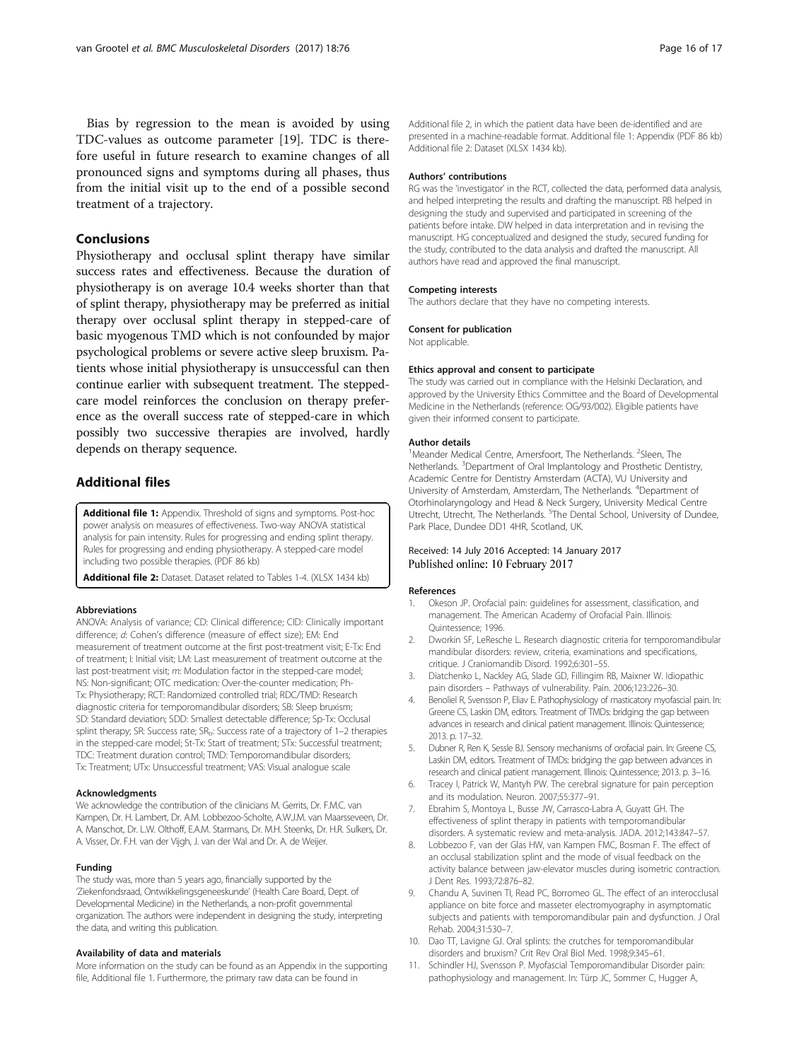Bias by regression to the mean is avoided by using TDC-values as outcome parameter [19]. TDC is therefore useful in future research to examine changes of all pronounced signs and symptoms during all phases, thus from the initial visit up to the end of a possible second treatment of a trajectory.

## Conclusions

Physiotherapy and occlusal splint therapy have similar success rates and effectiveness. Because the duration of physiotherapy is on average 10.4 weeks shorter than that of splint therapy, physiotherapy may be preferred as initial therapy over occlusal splint therapy in stepped-care of basic myogenous TMD which is not confounded by major psychological problems or severe active sleep bruxism. Patients whose initial physiotherapy is unsuccessful can then continue earlier with subsequent treatment. The stepped-care model reinforces the conclusion on therapy preference as the overall success rate of stepped-care in which possibly two successive therapies are involved, hardly depends on therapy sequence.

## Additional files

**Additional file 1:** Appendix. Threshold of signs and symptoms. Post-hoc power analysis on measures of effectiveness. Two-way ANOVA statistical analysis for pain intensity. Rules for progressing and ending splint therapy. Rules for progressing and ending physiotherapy. A stepped-care model including two possible therapies. (PDF 86 kb)

**Additional file 2:** Dataset. Dataset related to Tables 1-4. (XLSX 1434 kb)

#### Abbreviations

ANOVA: Analysis of variance; CD: Clinical difference; CID: Clinically important difference; *d*: Cohen's difference (measure of effect size); EM: End measurement of treatment outcome at the first post-treatment visit; E-Tx: End of treatment; I: Initial visit; LM: Last measurement of treatment outcome at the last post-treatment visit; *m*: Modulation factor in the stepped-care model; NS: Non-significant; OTC medication: Over-the-counter medication; Ph-Tx: Physiotherapy; RCT: Randomized controlled trial; RDC/TMD: Research diagnostic criteria for temporomandibular disorders; SB: Sleep bruxism; SD: Standard deviation; SDD: Smallest detectable difference; Sp-Tx: Occlusal splint therapy; SR: Success rate; $SR_{tr}$: Success rate of a trajectory of 1–2 therapies in the stepped-care model; St-Tx: Start of treatment; STx: Successful treatment; TDC: Treatment duration control; TMD: Temporomandibular disorders; Tx: Treatment; UTx: Unsuccessful treatment; VAS: Visual analogue scale

#### Acknowledgments

We acknowledge the contribution of the clinicians M. Gerrits, Dr. F.M.C. van Kampen, Dr. H. Lambert, Dr. A.M. Lobbezoo-Scholte, A.W.J.M. van Maarsseveen, Dr. A. Manschot, Dr. L.W. Olthoff, E.A.M. Starmans, Dr. M.H. Steenks, Dr. H.R. Sulkers, Dr. A. Visser, Dr. F.H. van der Vijgh, J. van der Wal and Dr. A. de Weijer.

#### Funding

The study was, more than 5 years ago, financially supported by the 'Ziekenfondsraad, Ontwikkelingsgeneeskunde' (Health Care Board, Dept. of Developmental Medicine) in the Netherlands, a non-profit governmental organization. The authors were independent in designing the study, interpreting the data, and writing this publication.

#### Availability of data and materials

More information on the study can be found as an Appendix in the supporting file, Additional file 1. Furthermore, the primary raw data can be found in Additional file 2, in which the patient data have been de-identified and are presented in a machine-readable format. Additional file 1: Appendix (PDF 86 kb) Additional file 2: Dataset (XLSX 1434 kb).

#### Authors' contributions

RG was the 'investigator' in the RCT, collected the data, performed data analysis, and helped interpreting the results and drafting the manuscript. RB helped in designing the study and supervised and participated in screening of the patients before intake. DW helped in data interpretation and in revising the manuscript. HG conceptualized and designed the study, secured funding for the study, contributed to the data analysis and drafted the manuscript. All authors have read and approved the final manuscript.

#### Competing interests

The authors declare that they have no competing interests.

#### Consent for publication

Not applicable.

#### Ethics approval and consent to participate

The study was carried out in compliance with the Helsinki Declaration, and approved by the University Ethics Committee and the Board of Developmental Medicine in the Netherlands (reference: OG/93/002). Eligible patients have given their informed consent to participate.

#### Author details

[1]Meander Medical Centre, Amersfoort, The Netherlands. [2]Sleen, The Netherlands. [3]Department of Oral Implantology and Prosthetic Dentistry, Academic Centre for Dentistry Amsterdam (ACTA), VU University and University of Amsterdam, Amsterdam, The Netherlands. [4]Department of Otorhinolaryngology and Head & Neck Surgery, University Medical Centre Utrecht, Utrecht, The Netherlands. [5]The Dental School, University of Dundee, Park Place, Dundee DD1 4HR, Scotland, UK.

Received: 14 July 2016 Accepted: 14 January 2017
Published online: 10 February 2017

#### References

1. Okeson JP. Orofacial pain: guidelines for assessment, classification, and management. The American Academy of Orofacial Pain. Illinois: Quintessence; 1996.
2. Dworkin SF, LeResche L. Research diagnostic criteria for temporomandibular mandibular disorders: review, criteria, examinations and specifications, critique. J Craniomandib Disord. 1992;6:301–55.
3. Diatchenko L, Nackley AG, Slade GD, Fillingim RB, Maixner W. Idiopathic pain disorders – Pathways of vulnerability. Pain. 2006;123:226–30.
4. Benoliel R, Svensson P, Eliav E. Pathophysiology of masticatory myofascial pain. In: Greene CS, Laskin DM, editors. Treatment of TMDs: bridging the gap between advances in research and clinical patient management. Illinois: Quintessence; 2013. p. 17–32.
5. Dubner R, Ren K, Sessle BJ. Sensory mechanisms of orofacial pain. In: Greene CS, Laskin DM, editors. Treatment of TMDs: bridging the gap between advances in research and clinical patient management. Illinois: Quintessence; 2013. p. 3–16.
6. Tracey I, Patrick W, Mantyh PW. The cerebral signature for pain perception and its modulation. Neuron. 2007;55:377–91.
7. Ebrahim S, Montoya L, Busse JW, Carrasco-Labra A, Guyatt GH. The effectiveness of splint therapy in patients with temporomandibular disorders. A systematic review and meta-analysis. JADA. 2012;143:847–57.
8. Lobbezoo F, van der Glas HW, van Kampen FMC, Bosman F. The effect of an occlusal stabilization splint and the mode of visual feedback on the activity balance between jaw-elevator muscles during isometric contraction. J Dent Res. 1993;72:876–82.
9. Chandu A, Suvinen TI, Read PC, Borromeo GL. The effect of an interocclusal appliance on bite force and masseter electromyography in asymptomatic subjects and patients with temporomandibular pain and dysfunction. J Oral Rehab. 2004;31:530–7.
10. Dao TT, Lavigne GJ. Oral splints: the crutches for temporomandibular disorders and bruxism? Crit Rev Oral Biol Med. 1998;9:345–61.
11. Schindler HJ, Svensson P. Myofascial Temporomandibular Disorder pain: pathophysiology and management. In: Türp JC, Sommer C, Hugger A,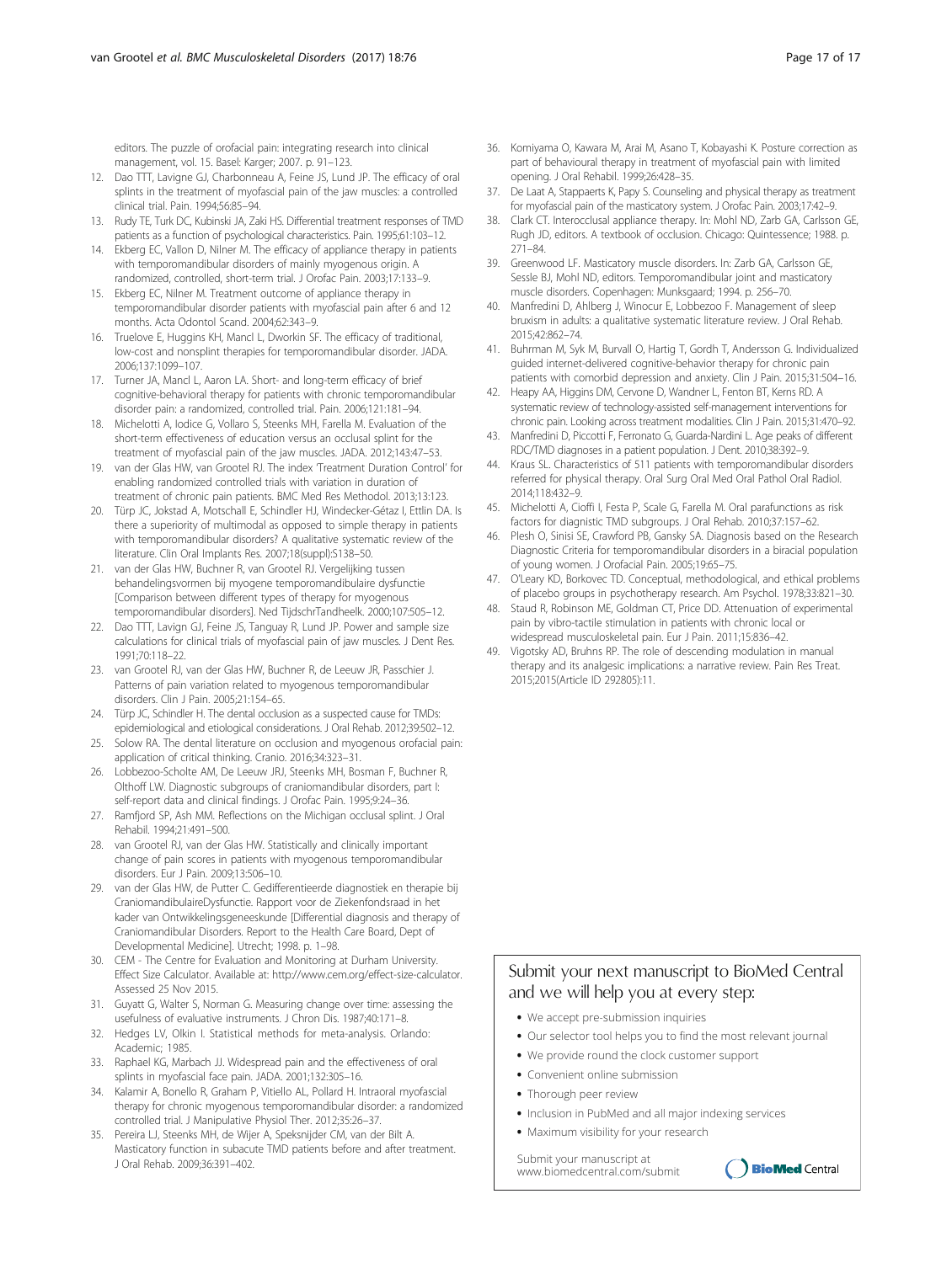editors. The puzzle of orofacial pain: integrating research into clinical management, vol. 15. Basel: Karger; 2007. p. 91–123.

12. Dao TTT, Lavigne GJ, Charbonneau A, Feine JS, Lund JP. The efficacy of oral splints in the treatment of myofascial pain of the jaw muscles: a controlled clinical trial. Pain. 1994;56:85–94.
13. Rudy TE, Turk DC, Kubinski JA, Zaki HS. Differential treatment responses of TMD patients as a function of psychological characteristics. Pain. 1995;61:103–12.
14. Ekberg EC, Vallon D, Nilner M. The efficacy of appliance therapy in patients with temporomandibular disorders of mainly myogenous origin. A randomized, controlled, short-term trial. J Orofac Pain. 2003;17:133–9.
15. Ekberg EC, Nilner M. Treatment outcome of appliance therapy in temporomandibular disorder patients with myofascial pain after 6 and 12 months. Acta Odontol Scand. 2004;62:343–9.
16. Truelove E, Huggins KH, Mancl L, Dworkin SF. The efficacy of traditional, low-cost and nonsplint therapies for temporomandibular disorder. JADA. 2006;137:1099–107.
17. Turner JA, Mancl L, Aaron LA. Short- and long-term efficacy of brief cognitive-behavioral therapy for patients with chronic temporomandibular disorder pain: a randomized, controlled trial. Pain. 2006;121:181–94.
18. Michelotti A, Iodice G, Vollaro S, Steenks MH, Farella M. Evaluation of the short-term effectiveness of education versus an occlusal splint for the treatment of myofascial pain of the jaw muscles. JADA. 2012;143:47–53.
19. van der Glas HW, van Grootel RJ. The index 'Treatment Duration Control' for enabling randomized controlled trials with variation in duration of treatment of chronic pain patients. BMC Med Res Methodol. 2013;13:123.
20. Türp JC, Jokstad A, Motschall E, Schindler HJ, Windecker-Gétaz I, Ettlin DA. Is there a superiority of multimodal as opposed to simple therapy in patients with temporomandibular disorders? A qualitative systematic review of the literature. Clin Oral Implants Res. 2007;18(suppl):S138–50.
21. van der Glas HW, Buchner R, van Grootel RJ. Vergelijking tussen behandelingsvormen bij myogene temporomandibulaire dysfunctie [Comparison between different types of therapy for myogenous temporomandibular disorders]. Ned TijdschrTandheelk. 2000;107:505–12.
22. Dao TTT, Lavign GJ, Feine JS, Tanguay R, Lund JP. Power and sample size calculations for clinical trials of myofascial pain of jaw muscles. J Dent Res. 1991;70:118–22.
23. van Grootel RJ, van der Glas HW, Buchner R, de Leeuw JR, Passchier J. Patterns of pain variation related to myogenous temporomandibular disorders. Clin J Pain. 2005;21:154–65.
24. Türp JC, Schindler H. The dental occlusion as a suspected cause for TMDs: epidemiological and etiological considerations. J Oral Rehab. 2012;39:502–12.
25. Solow RA. The dental literature on occlusion and myogenous orofacial pain: application of critical thinking. Cranio. 2016;34:323–31.
26. Lobbezoo-Scholte AM, De Leeuw JRJ, Steenks MH, Bosman F, Buchner R, Olthoff LW. Diagnostic subgroups of craniomandibular disorders, part I: self-report data and clinical findings. J Orofac Pain. 1995;9:24–36.
27. Ramfjord SP, Ash MM. Reflections on the Michigan occlusal splint. J Oral Rehabil. 1994;21:491–500.
28. van Grootel RJ, van der Glas HW. Statistically and clinically important change of pain scores in patients with myogenous temporomandibular disorders. Eur J Pain. 2009;13:506–10.
29. van der Glas HW, de Putter C. Gedifferentieerde diagnostiek en therapie bij CraniomandibulaireDysfunctie. Rapport voor de Ziekenfondsraad in het kader van Ontwikkelingsgeneeskunde [Differential diagnosis and therapy of Craniomandibular Disorders. Report to the Health Care Board, Dept of Developmental Medicine]. Utrecht; 1998. p. 1–98.
30. CEM - The Centre for Evaluation and Monitoring at Durham University. Effect Size Calculator. Available at: http://www.cem.org/effect-size-calculator. Assessed 25 Nov 2015.
31. Guyatt G, Walter S, Norman G. Measuring change over time: assessing the usefulness of evaluative instruments. J Chron Dis. 1987;40:171–8.
32. Hedges LV, Olkin I. Statistical methods for meta-analysis. Orlando: Academic; 1985.
33. Raphael KG, Marbach JJ. Widespread pain and the effectiveness of oral splints in myofascial face pain. JADA. 2001;132:305–16.
34. Kalamir A, Bonello R, Graham P, Vitiello AL, Pollard H. Intraoral myofascial therapy for chronic myogenous temporomandibular disorder: a randomized controlled trial. J Manipulative Physiol Ther. 2012;35:26–37.
35. Pereira LJ, Steenks MH, de Wijer A, Speksnijder CM, van der Bilt A. Masticatory function in subacute TMD patients before and after treatment. J Oral Rehab. 2009;36:391–402.
36. Komiyama O, Kawara M, Arai M, Asano T, Kobayashi K. Posture correction as part of behavioural therapy in treatment of myofascial pain with limited opening. J Oral Rehabil. 1999;26:428–35.
37. De Laat A, Stappaerts K, Papy S. Counseling and physical therapy as treatment for myofascial pain of the masticatory system. J Orofac Pain. 2003;17:42–9.
38. Clark CT. Interocclusal appliance therapy. In: Mohl ND, Zarb GA, Carlsson GE, Rugh JD, editors. A textbook of occlusion. Chicago: Quintessence; 1988. p. 271–84.
39. Greenwood LF. Masticatory muscle disorders. In: Zarb GA, Carlsson GE, Sessle BJ, Mohl ND, editors. Temporomandibular joint and masticatory muscle disorders. Copenhagen: Munksgaard; 1994. p. 256–70.
40. Manfredini D, Ahlberg J, Winocur E, Lobbezoo F. Management of sleep bruxism in adults: a qualitative systematic literature review. J Oral Rehab. 2015;42:862–74.
41. Buhrman M, Syk M, Burvall O, Hartig T, Gordh T, Andersson G. Individualized guided internet-delivered cognitive-behavior therapy for chronic pain patients with comorbid depression and anxiety. Clin J Pain. 2015;31:504–16.
42. Heapy AA, Higgins DM, Cervone D, Wandner L, Fenton BT, Kerns RD. A systematic review of technology-assisted self-management interventions for chronic pain. Looking across treatment modalities. Clin J Pain. 2015;31:470–92.
43. Manfredini D, Piccotti F, Ferronato G, Guarda-Nardini L. Age peaks of different RDC/TMD diagnoses in a patient population. J Dent. 2010;38:392–9.
44. Kraus SL. Characteristics of 511 patients with temporomandibular disorders referred for physical therapy. Oral Surg Oral Med Oral Pathol Oral Radiol. 2014;118:432–9.
45. Michelotti A, Cioffi I, Festa P, Scale G, Farella M. Oral parafunctions as risk factors for diagnostic TMD subgroups. J Oral Rehab. 2010;37:157–62.
46. Plesh O, Sinisi SE, Crawford PB, Gansky SA. Diagnosis based on the Research Diagnostic Criteria for temporomandibular disorders in a biracial population of young women. J Orofacial Pain. 2005;19:65–75.
47. O'Leary KD, Borkovec TD. Conceptual, methodological, and ethical problems of placebo groups in psychotherapy research. Am Psychol. 1978;33:821–30.
48. Staud R, Robinson ME, Goldman CT, Price DD. Attenuation of experimental pain by vibro-tactile stimulation in patients with chronic local or widespread musculoskeletal pain. Eur J Pain. 2011;15:836–42.
49. Vigotsky AD, Bruhns RP. The role of descending modulation in manual therapy and its analgesic implications: a narrative review. Pain Res Treat. 2015;2015(Article ID 292805):11.

Submit your next manuscript to BioMed Central and we will help you at every step:

- We accept pre-submission inquiries
- Our selector tool helps you to find the most relevant journal
- We provide round the clock customer support
- Convenient online submission
- Thorough peer review
- Inclusion in PubMed and all major indexing services
- Maximum visibility for your research

Submit your manuscript at www.biomedcentral.com/submit

BioMed Central